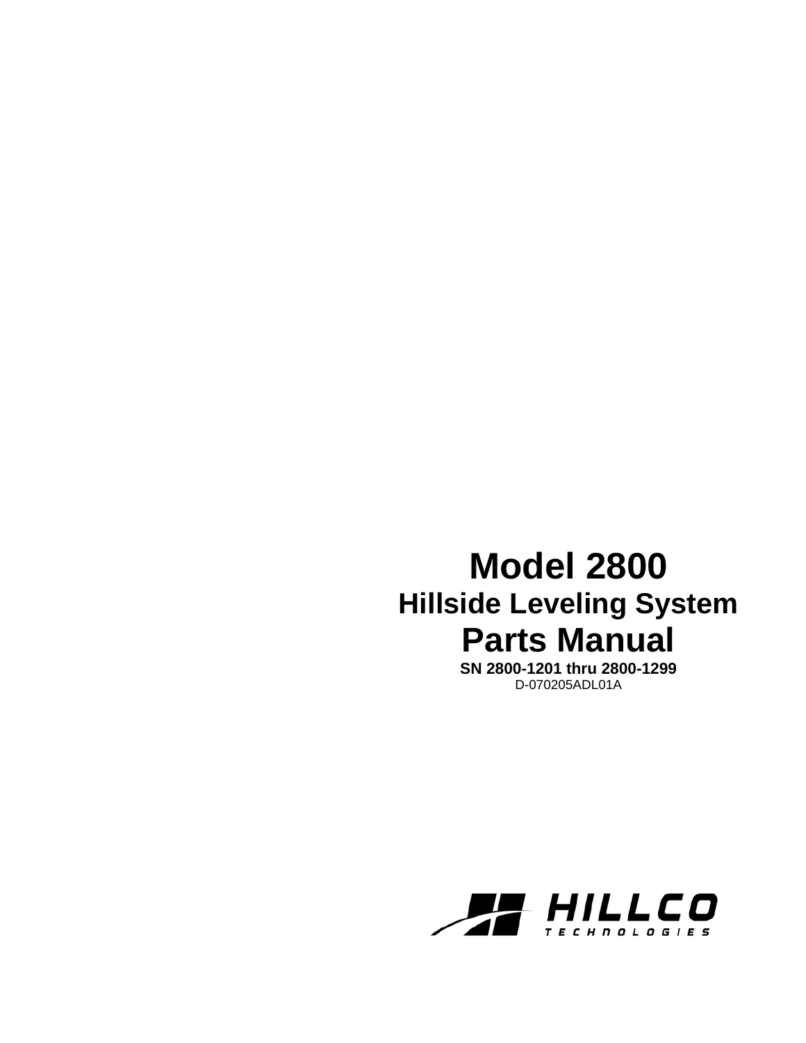# Model 2800

## Hillside Leveling System

# Parts Manual

**SN 2800-1201 thru 2800-1299**

D-070205ADL01A

HILLCO TECHNOLOGIES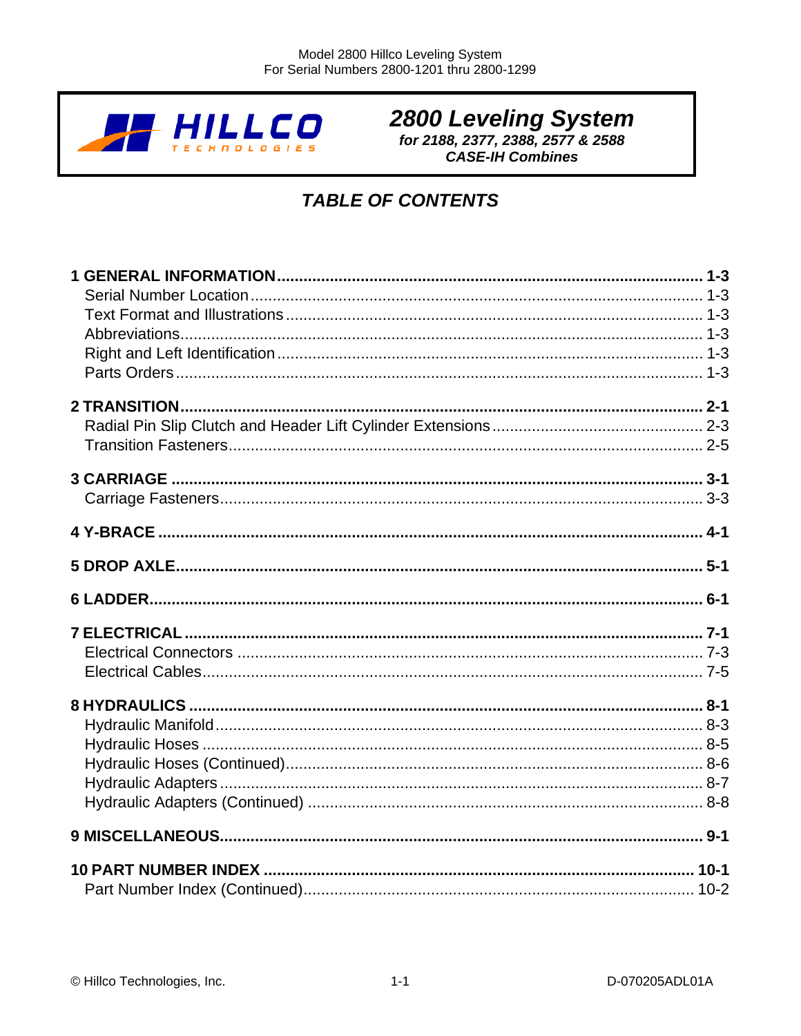# 2800 Leveling System

***for 2188, 2377, 2388, 2577 & 2588***
***CASE-IH Combines***

## *TABLE OF CONTENTS*

**1 GENERAL INFORMATION.................................................................................. 1-3**
Serial Number Location........................................................................................ 1-3
Text Format and Illustrations................................................................................ 1-3
Abbreviations........................................................................................................ 1-3
Right and Left Identification................................................................................. 1-3
Parts Orders......................................................................................................... 1-3

**2 TRANSITION..................................................................................................... 2-1**
Radial Pin Slip Clutch and Header Lift Cylinder Extensions................................ 2-3
Transition Fasteners............................................................................................. 2-5

**3 CARRIAGE........................................................................................................ 3-1**
Carriage Fasteners............................................................................................... 3-3

**4 Y-BRACE........................................................................................................... 4-1**

**5 DROP AXLE...................................................................................................... 5-1**

**6 LADDER............................................................................................................ 6-1**

**7 ELECTRICAL.................................................................................................... 7-1**
Electrical Connectors........................................................................................... 7-3
Electrical Cables................................................................................................... 7-5

**8 HYDRAULICS................................................................................................... 8-1**
Hydraulic Manifold............................................................................................... 8-3
Hydraulic Hoses................................................................................................... 8-5
Hydraulic Hoses (Continued)............................................................................... 8-6
Hydraulic Adapters............................................................................................... 8-7
Hydraulic Adapters (Continued)........................................................................... 8-8

**9 MISCELLANEOUS............................................................................................ 9-1**

**10 PART NUMBER INDEX................................................................................. 10-1**
Part Number Index (Continued)......................................................................... 10-2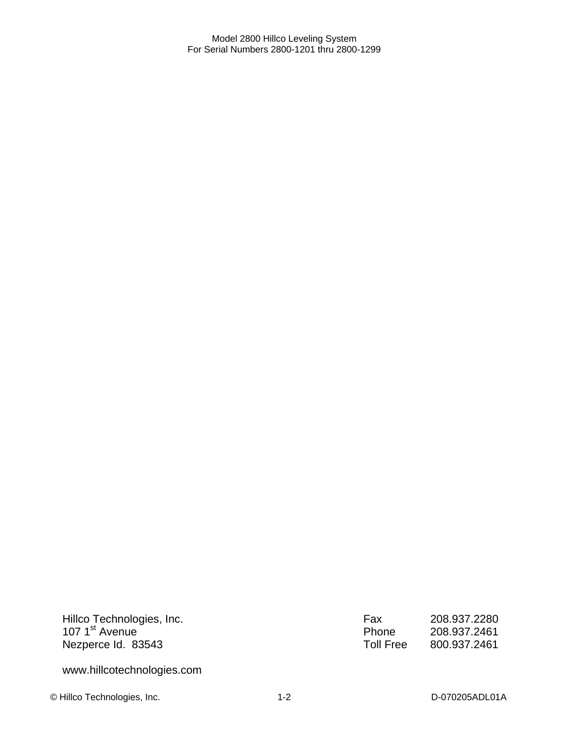Hillco Technologies, Inc.
107 1st Avenue
Nezperce Id. 83543

| | |
|---|---|
| Fax | 208.937.2280 |
| Phone | 208.937.2461 |
| Toll Free | 800.937.2461 |

www.hillcotechnologies.com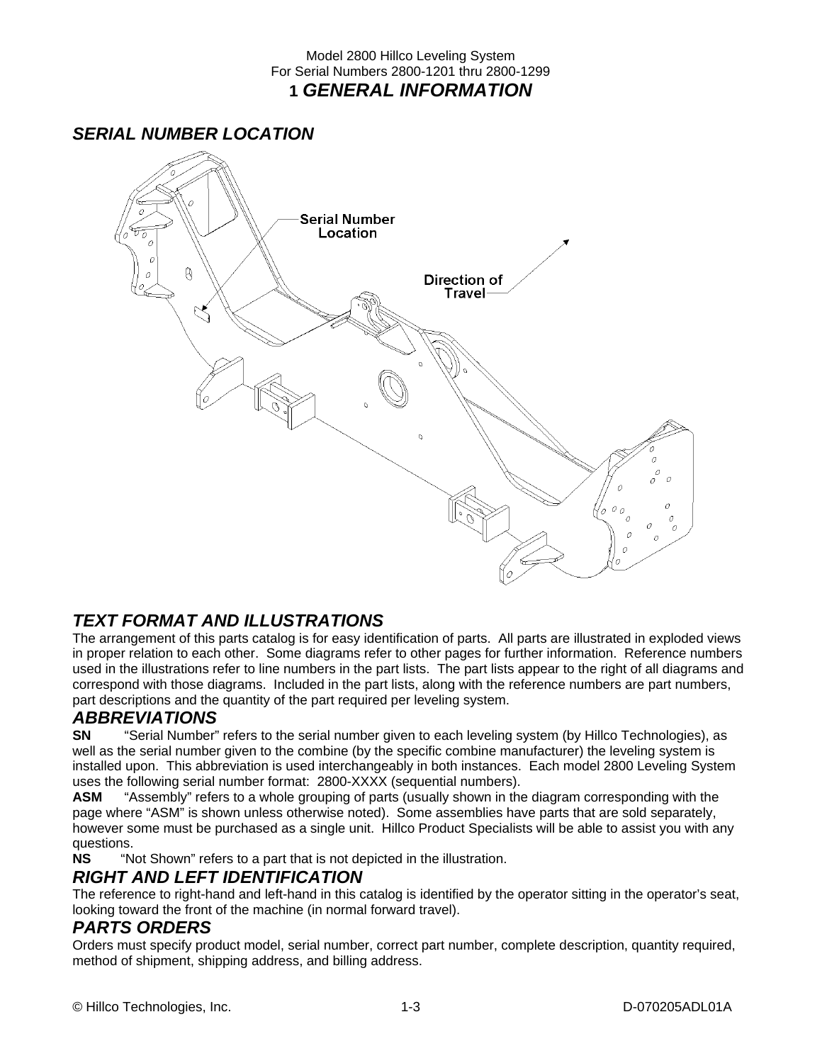# 1 *GENERAL INFORMATION*

## *SERIAL NUMBER LOCATION*

Serial Number Location

Direction of Travel

## *TEXT FORMAT AND ILLUSTRATIONS*

The arrangement of this parts catalog is for easy identification of parts. All parts are illustrated in exploded views in proper relation to each other. Some diagrams refer to other pages for further information. Reference numbers used in the illustrations refer to line numbers in the part lists. The part lists appear to the right of all diagrams and correspond with those diagrams. Included in the part lists, along with the reference numbers are part numbers, part descriptions and the quantity of the part required per leveling system.

## *ABBREVIATIONS*

**SN** "Serial Number" refers to the serial number given to each leveling system (by Hillco Technologies), as well as the serial number given to the combine (by the specific combine manufacturer) the leveling system is installed upon. This abbreviation is used interchangeably in both instances. Each model 2800 Leveling System uses the following serial number format: 2800-XXXX (sequential numbers).

**ASM** "Assembly" refers to a whole grouping of parts (usually shown in the diagram corresponding with the page where "ASM" is shown unless otherwise noted). Some assemblies have parts that are sold separately, however some must be purchased as a single unit. Hillco Product Specialists will be able to assist you with any questions.

**NS** "Not Shown" refers to a part that is not depicted in the illustration.

## *RIGHT AND LEFT IDENTIFICATION*

The reference to right-hand and left-hand in this catalog is identified by the operator sitting in the operator's seat, looking toward the front of the machine (in normal forward travel).

## *PARTS ORDERS*

Orders must specify product model, serial number, correct part number, complete description, quantity required, method of shipment, shipping address, and billing address.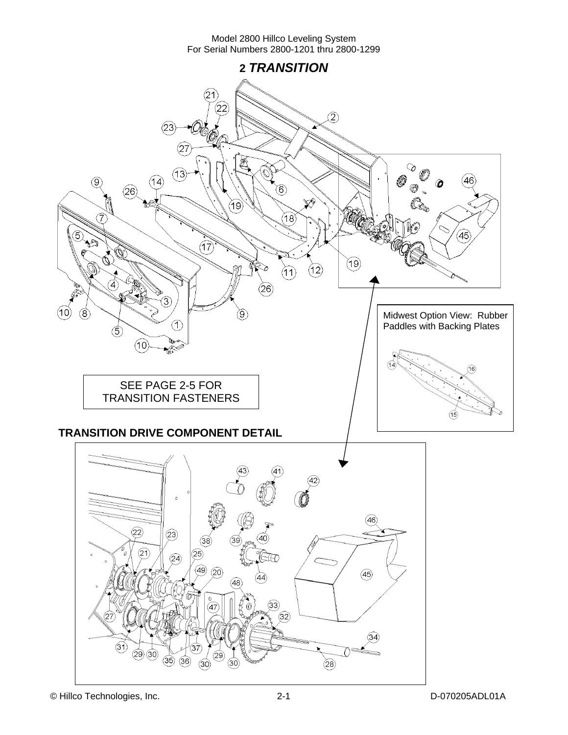## 2 *TRANSITION*

Midwest Option View: Rubber Paddles with Backing Plates

SEE PAGE 2-5 FOR TRANSITION FASTENERS

**TRANSITION DRIVE COMPONENT DETAIL**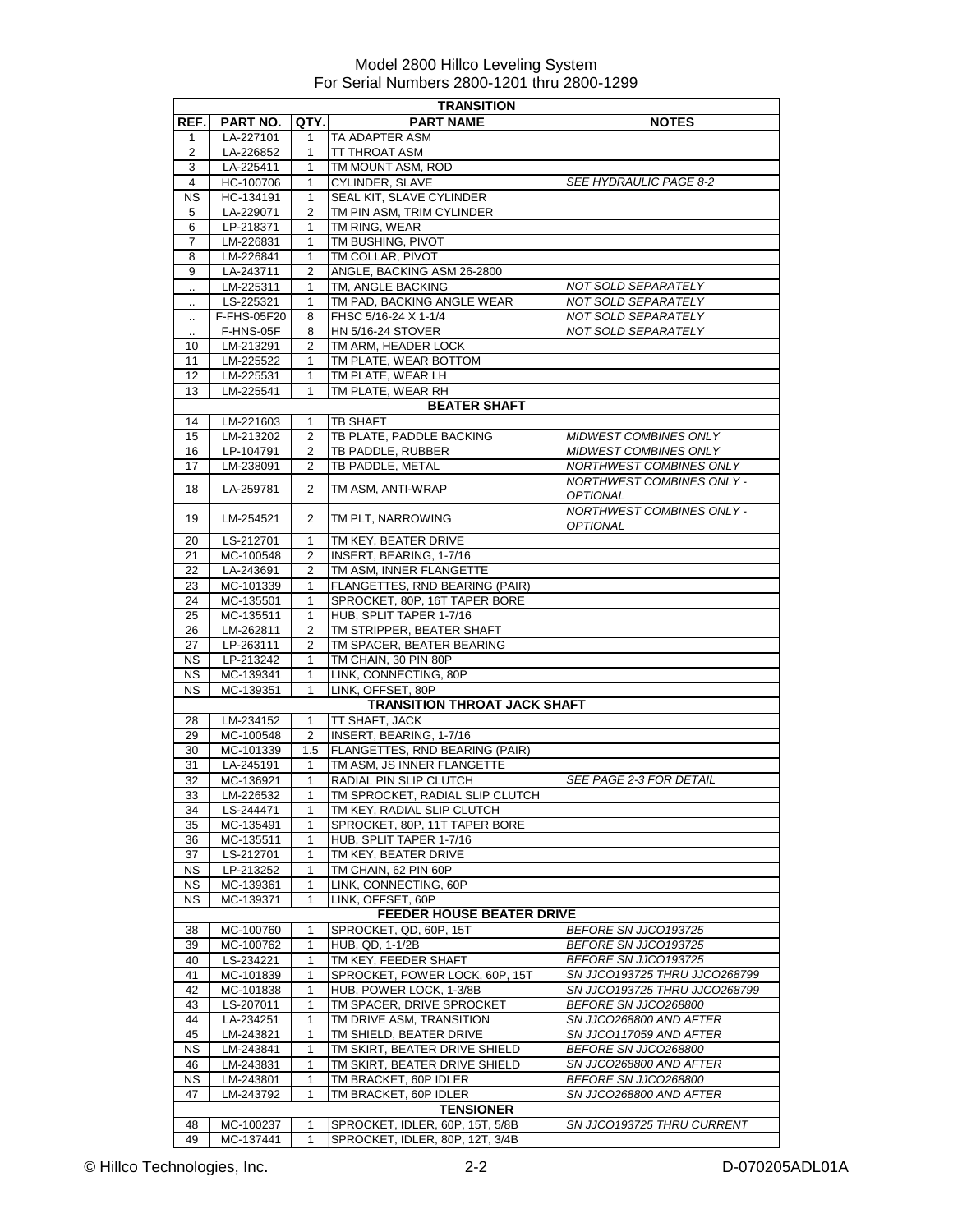Model 2800 Hillco Leveling System
For Serial Numbers 2800-1201 thru 2800-1299

| REF. | PART NO. | QTY. | PART NAME | NOTES |
|---|---|---|---|---|
| | | | **TRANSITION** | |
| 1 | LA-227101 | 1 | TA ADAPTER ASM | |
| 2 | LA-226852 | 1 | TT THROAT ASM | |
| 3 | LA-225411 | 1 | TM MOUNT ASM, ROD | |
| 4 | HC-100706 | 1 | CYLINDER, SLAVE | *SEE HYDRAULIC PAGE 8-2* |
| NS | HC-134191 | 1 | SEAL KIT, SLAVE CYLINDER | |
| 5 | LA-229071 | 2 | TM PIN ASM, TRIM CYLINDER | |
| 6 | LP-218371 | 1 | TM RING, WEAR | |
| 7 | LM-226831 | 1 | TM BUSHING, PIVOT | |
| 8 | LM-226841 | 1 | TM COLLAR, PIVOT | |
| 9 | LA-243711 | 2 | ANGLE, BACKING ASM 26-2800 | |
| .. | LM-225311 | 1 | TM, ANGLE BACKING | *NOT SOLD SEPARATELY* |
| .. | LS-225321 | 1 | TM PAD, BACKING ANGLE WEAR | *NOT SOLD SEPARATELY* |
| .. | F-FHS-05F20 | 8 | FHSC 5/16-24 X 1-1/4 | *NOT SOLD SEPARATELY* |
| .. | F-HNS-05F | 8 | HN 5/16-24 STOVER | *NOT SOLD SEPARATELY* |
| 10 | LM-213291 | 2 | TM ARM, HEADER LOCK | |
| 11 | LM-225522 | 1 | TM PLATE, WEAR BOTTOM | |
| 12 | LM-225531 | 1 | TM PLATE, WEAR LH | |
| 13 | LM-225541 | 1 | TM PLATE, WEAR RH | |
| | | | **BEATER SHAFT** | |
| 14 | LM-221603 | 1 | TB SHAFT | |
| 15 | LM-213202 | 2 | TB PLATE, PADDLE BACKING | *MIDWEST COMBINES ONLY* |
| 16 | LP-104791 | 2 | TB PADDLE, RUBBER | *MIDWEST COMBINES ONLY* |
| 17 | LM-238091 | 2 | TB PADDLE, METAL | *NORTHWEST COMBINES ONLY* |
| 18 | LA-259781 | 2 | TM ASM, ANTI-WRAP | *NORTHWEST COMBINES ONLY - OPTIONAL* |
| 19 | LM-254521 | 2 | TM PLT, NARROWING | *NORTHWEST COMBINES ONLY - OPTIONAL* |
| 20 | LS-212701 | 1 | TM KEY, BEATER DRIVE | |
| 21 | MC-100548 | 2 | INSERT, BEARING, 1-7/16 | |
| 22 | LA-243691 | 2 | TM ASM, INNER FLANGETTE | |
| 23 | MC-101339 | 1 | FLANGETTES, RND BEARING (PAIR) | |
| 24 | MC-135501 | 1 | SPROCKET, 80P, 16T TAPER BORE | |
| 25 | MC-135511 | 1 | HUB, SPLIT TAPER 1-7/16 | |
| 26 | LM-262811 | 2 | TM STRIPPER, BEATER SHAFT | |
| 27 | LP-263111 | 2 | TM SPACER, BEATER BEARING | |
| NS | LP-213242 | 1 | TM CHAIN, 30 PIN 80P | |
| NS | MC-139341 | 1 | LINK, CONNECTING, 80P | |
| NS | MC-139351 | 1 | LINK, OFFSET, 80P | |
| | | | **TRANSITION THROAT JACK SHAFT** | |
| 28 | LM-234152 | 1 | TT SHAFT, JACK | |
| 29 | MC-100548 | 2 | INSERT, BEARING, 1-7/16 | |
| 30 | MC-101339 | 1.5 | FLANGETTES, RND BEARING (PAIR) | |
| 31 | LA-245191 | 1 | TM ASM, JS INNER FLANGETTE | |
| 32 | MC-136921 | 1 | RADIAL PIN SLIP CLUTCH | *SEE PAGE 2-3 FOR DETAIL* |
| 33 | LM-226532 | 1 | TM SPROCKET, RADIAL SLIP CLUTCH | |
| 34 | LS-244471 | 1 | TM KEY, RADIAL SLIP CLUTCH | |
| 35 | MC-135491 | 1 | SPROCKET, 80P, 11T TAPER BORE | |
| 36 | MC-135511 | 1 | HUB, SPLIT TAPER 1-7/16 | |
| 37 | LS-212701 | 1 | TM KEY, BEATER DRIVE | |
| NS | LP-213252 | 1 | TM CHAIN, 62 PIN 60P | |
| NS | MC-139361 | 1 | LINK, CONNECTING, 60P | |
| NS | MC-139371 | 1 | LINK, OFFSET, 60P | |
| | | | **FEEDER HOUSE BEATER DRIVE** | |
| 38 | MC-100760 | 1 | SPROCKET, QD, 60P, 15T | *BEFORE SN JJCO193725* |
| 39 | MC-100762 | 1 | HUB, QD, 1-1/2B | *BEFORE SN JJCO193725* |
| 40 | LS-234221 | 1 | TM KEY, FEEDER SHAFT | *BEFORE SN JJCO193725* |
| 41 | MC-101839 | 1 | SPROCKET, POWER LOCK, 60P, 15T | *SN JJCO193725 THRU JJCO268799* |
| 42 | MC-101838 | 1 | HUB, POWER LOCK, 1-3/8B | *SN JJCO193725 THRU JJCO268799* |
| 43 | LS-207011 | 1 | TM SPACER, DRIVE SPROCKET | *BEFORE SN JJCO268800* |
| 44 | LA-234251 | 1 | TM DRIVE ASM, TRANSITION | *SN JJCO268800 AND AFTER* |
| 45 | LM-243821 | 1 | TM SHIELD, BEATER DRIVE | *SN JJCO117059 AND AFTER* |
| NS | LM-243841 | 1 | TM SKIRT, BEATER DRIVE SHIELD | *BEFORE SN JJCO268800* |
| 46 | LM-243831 | 1 | TM SKIRT, BEATER DRIVE SHIELD | *SN JJCO268800 AND AFTER* |
| NS | LM-243801 | 1 | TM BRACKET, 60P IDLER | *BEFORE SN JJCO268800* |
| 47 | LM-243792 | 1 | TM BRACKET, 60P IDLER | *SN JJCO268800 AND AFTER* |
| | | | **TENSIONER** | |
| 48 | MC-100237 | 1 | SPROCKET, IDLER, 60P, 15T, 5/8B | *SN JJCO193725 THRU CURRENT* |
| 49 | MC-137441 | 1 | SPROCKET, IDLER, 80P, 12T, 3/4B | |

© Hillco Technologies, Inc. 2-2 D-070205ADL01A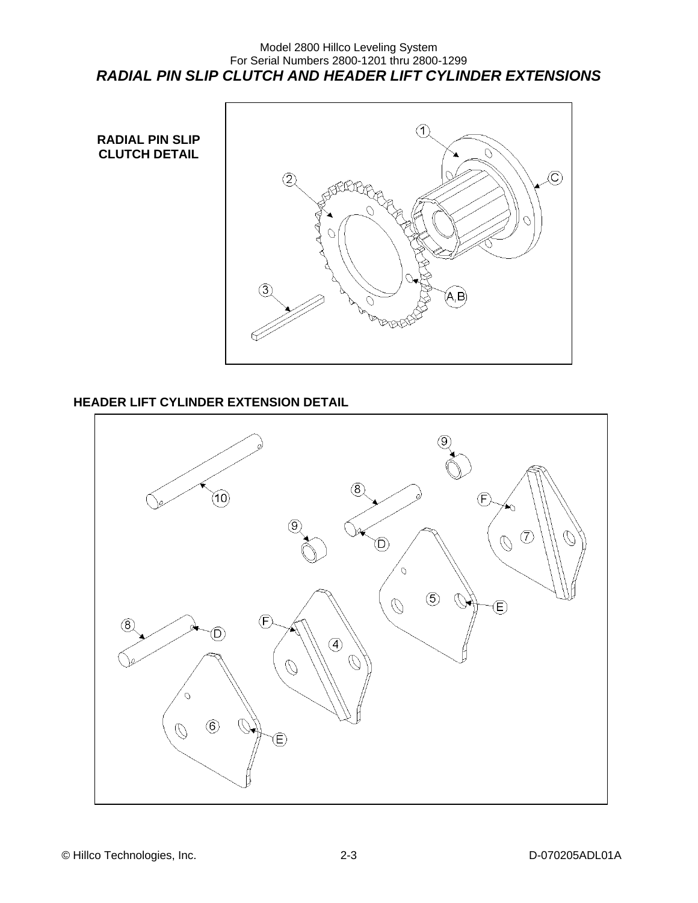## *RADIAL PIN SLIP CLUTCH AND HEADER LIFT CYLINDER EXTENSIONS*

**RADIAL PIN SLIP CLUTCH DETAIL**

**HEADER LIFT CYLINDER EXTENSION DETAIL**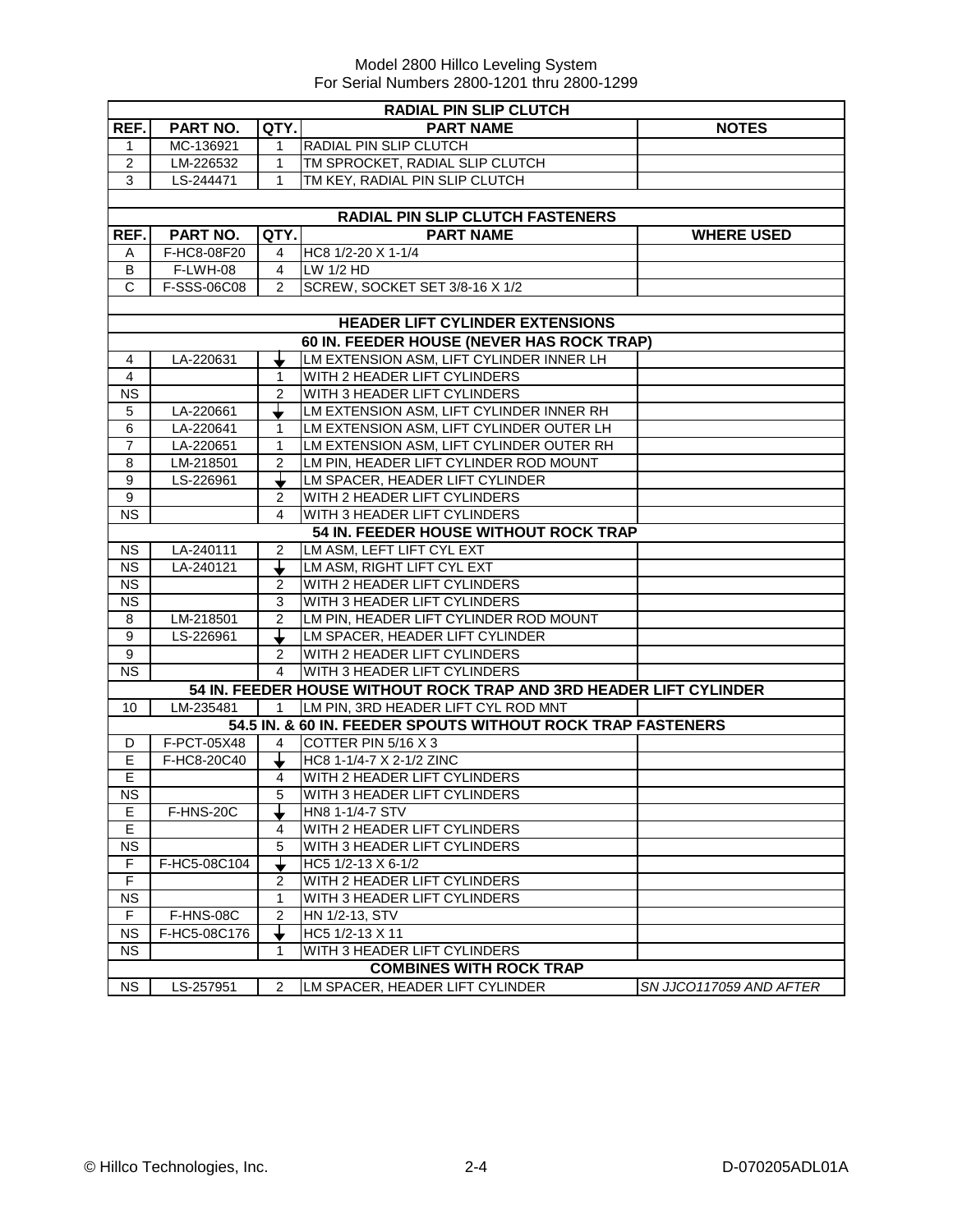Model 2800 Hillco Leveling System
For Serial Numbers 2800-1201 thru 2800-1299

| RADIAL PIN SLIP CLUTCH | | | | |
|---|---|---|---|---|
| **REF.** | **PART NO.** | **QTY.** | **PART NAME** | **NOTES** |
| 1 | MC-136921 | 1 | RADIAL PIN SLIP CLUTCH | |
| 2 | LM-226532 | 1 | TM SPROCKET, RADIAL SLIP CLUTCH | |
| 3 | LS-244471 | 1 | TM KEY, RADIAL PIN SLIP CLUTCH | |
| | | | | |
| **RADIAL PIN SLIP CLUTCH FASTENERS** | | | | |
| **REF.** | **PART NO.** | **QTY.** | **PART NAME** | **WHERE USED** |
| A | F-HC8-08F20 | 4 | HC8 1/2-20 X 1-1/4 | |
| B | F-LWH-08 | 4 | LW 1/2 HD | |
| C | F-SSS-06C08 | 2 | SCREW, SOCKET SET 3/8-16 X 1/2 | |
| | | | | |
| **HEADER LIFT CYLINDER EXTENSIONS** | | | | |
| **60 IN. FEEDER HOUSE (NEVER HAS ROCK TRAP)** | | | | |
| 4 | LA-220631 | ↓ | LM EXTENSION ASM, LIFT CYLINDER INNER LH | |
| 4 | | 1 | WITH 2 HEADER LIFT CYLINDERS | |
| NS | | 2 | WITH 3 HEADER LIFT CYLINDERS | |
| 5 | LA-220661 | ↓ | LM EXTENSION ASM, LIFT CYLINDER INNER RH | |
| 6 | LA-220641 | 1 | LM EXTENSION ASM, LIFT CYLINDER OUTER LH | |
| 7 | LA-220651 | 1 | LM EXTENSION ASM, LIFT CYLINDER OUTER RH | |
| 8 | LM-218501 | 2 | LM PIN, HEADER LIFT CYLINDER ROD MOUNT | |
| 9 | LS-226961 | ↓ | LM SPACER, HEADER LIFT CYLINDER | |
| 9 | | 2 | WITH 2 HEADER LIFT CYLINDERS | |
| NS | | 4 | WITH 3 HEADER LIFT CYLINDERS | |
| **54 IN. FEEDER HOUSE WITHOUT ROCK TRAP** | | | | |
| NS | LA-240111 | 2 | LM ASM, LEFT LIFT CYL EXT | |
| NS | LA-240121 | ↓ | LM ASM, RIGHT LIFT CYL EXT | |
| NS | | 2 | WITH 2 HEADER LIFT CYLINDERS | |
| NS | | 3 | WITH 3 HEADER LIFT CYLINDERS | |
| 8 | LM-218501 | 2 | LM PIN, HEADER LIFT CYLINDER ROD MOUNT | |
| 9 | LS-226961 | ↓ | LM SPACER, HEADER LIFT CYLINDER | |
| 9 | | 2 | WITH 2 HEADER LIFT CYLINDERS | |
| NS | | 4 | WITH 3 HEADER LIFT CYLINDERS | |
| **54 IN. FEEDER HOUSE WITHOUT ROCK TRAP AND 3RD HEADER LIFT CYLINDER** | | | | |
| 10 | LM-235481 | 1 | LM PIN, 3RD HEADER LIFT CYL ROD MNT | |
| **54.5 IN. & 60 IN. FEEDER SPOUTS WITHOUT ROCK TRAP FASTENERS** | | | | |
| D | F-PCT-05X48 | 4 | COTTER PIN 5/16 X 3 | |
| E | F-HC8-20C40 | ↓ | HC8 1-1/4-7 X 2-1/2 ZINC | |
| E | | 4 | WITH 2 HEADER LIFT CYLINDERS | |
| NS | | 5 | WITH 3 HEADER LIFT CYLINDERS | |
| E | F-HNS-20C | ↓ | HN8 1-1/4-7 STV | |
| E | | 4 | WITH 2 HEADER LIFT CYLINDERS | |
| NS | | 5 | WITH 3 HEADER LIFT CYLINDERS | |
| F | F-HC5-08C104 | ↓ | HC5 1/2-13 X 6-1/2 | |
| F | | 2 | WITH 2 HEADER LIFT CYLINDERS | |
| NS | | 1 | WITH 3 HEADER LIFT CYLINDERS | |
| F | F-HNS-08C | 2 | HN 1/2-13, STV | |
| NS | F-HC5-08C176 | ↓ | HC5 1/2-13 X 11 | |
| NS | | 1 | WITH 3 HEADER LIFT CYLINDERS | |
| **COMBINES WITH ROCK TRAP** | | | | |
| NS | LS-257951 | 2 | LM SPACER, HEADER LIFT CYLINDER | *SN JJCO117059 AND AFTER* |

© Hillco Technologies, Inc. 2-4 D-070205ADL01A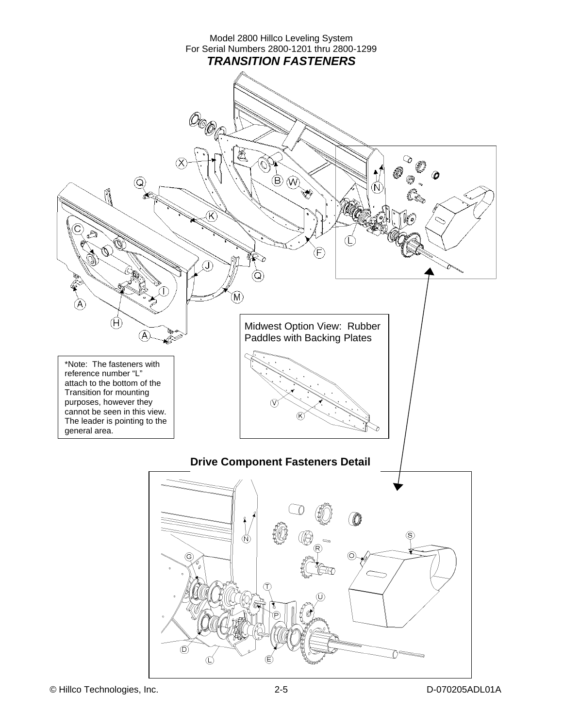Model 2800 Hillco Leveling System
For Serial Numbers 2800-1201 thru 2800-1299

# *TRANSITION FASTENERS*

Midwest Option View: Rubber Paddles with Backing Plates

*Note: The fasteners with reference number "L" attach to the bottom of the Transition for mounting purposes, however they cannot be seen in this view. The leader is pointing to the general area.

**Drive Component Fasteners Detail**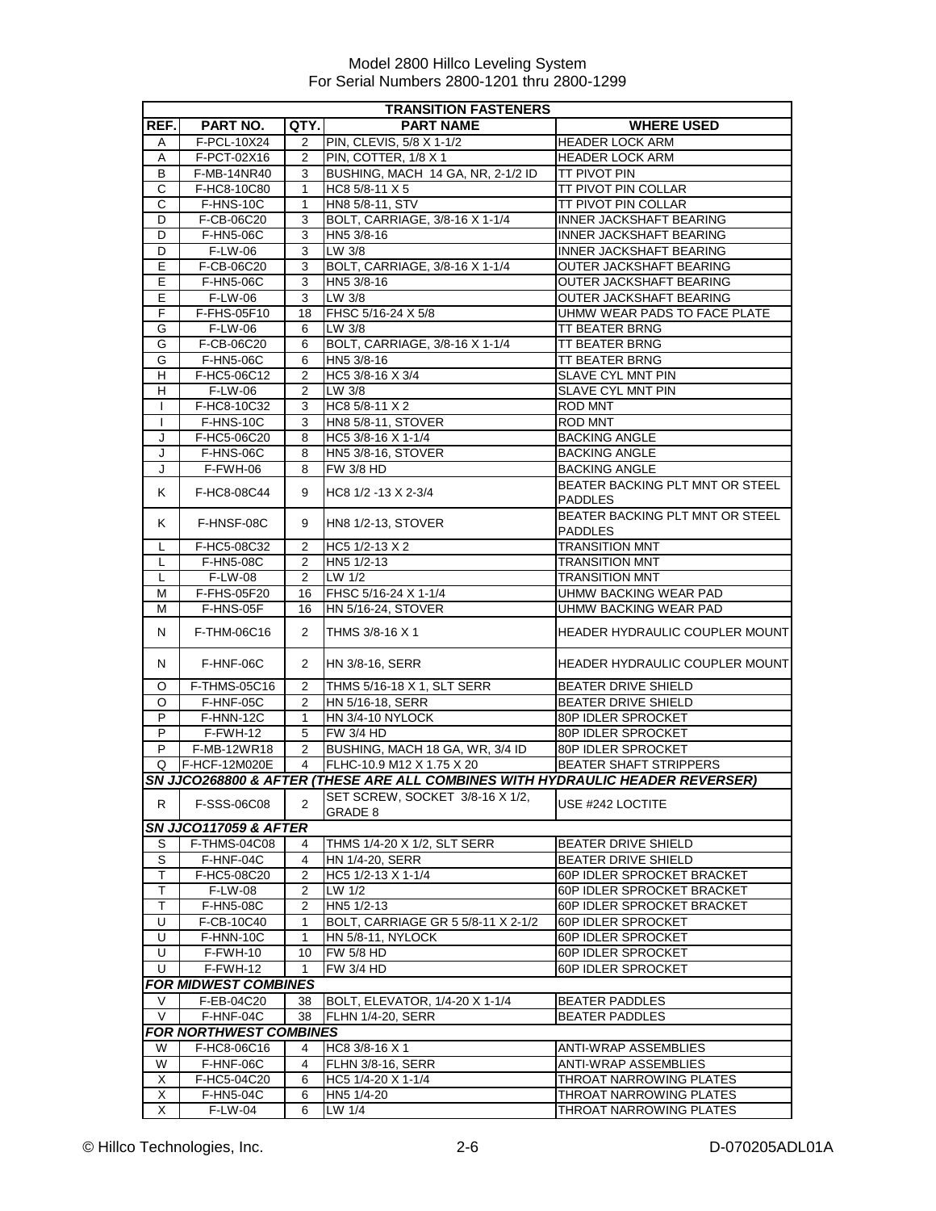Model 2800 Hillco Leveling System
For Serial Numbers 2800-1201 thru 2800-1299

| TRANSITION FASTENERS | | | | |
|---|---|---|---|---|
| REF. | PART NO. | QTY. | PART NAME | WHERE USED |
| A | F-PCL-10X24 | 2 | PIN, CLEVIS, 5/8 X 1-1/2 | HEADER LOCK ARM |
| A | F-PCT-02X16 | 2 | PIN, COTTER, 1/8 X 1 | HEADER LOCK ARM |
| B | F-MB-14NR40 | 3 | BUSHING, MACH 14 GA, NR, 2-1/2 ID | TT PIVOT PIN |
| C | F-HC8-10C80 | 1 | HC8 5/8-11 X 5 | TT PIVOT PIN COLLAR |
| C | F-HNS-10C | 1 | HN8 5/8-11, STV | TT PIVOT PIN COLLAR |
| D | F-CB-06C20 | 3 | BOLT, CARRIAGE, 3/8-16 X 1-1/4 | INNER JACKSHAFT BEARING |
| D | F-HN5-06C | 3 | HN5 3/8-16 | INNER JACKSHAFT BEARING |
| D | F-LW-06 | 3 | LW 3/8 | INNER JACKSHAFT BEARING |
| E | F-CB-06C20 | 3 | BOLT, CARRIAGE, 3/8-16 X 1-1/4 | OUTER JACKSHAFT BEARING |
| E | F-HN5-06C | 3 | HN5 3/8-16 | OUTER JACKSHAFT BEARING |
| E | F-LW-06 | 3 | LW 3/8 | OUTER JACKSHAFT BEARING |
| F | F-FHS-05F10 | 18 | FHSC 5/16-24 X 5/8 | UHMW WEAR PADS TO FACE PLATE |
| G | F-LW-06 | 6 | LW 3/8 | TT BEATER BRNG |
| G | F-CB-06C20 | 6 | BOLT, CARRIAGE, 3/8-16 X 1-1/4 | TT BEATER BRNG |
| G | F-HN5-06C | 6 | HN5 3/8-16 | TT BEATER BRNG |
| H | F-HC5-06C12 | 2 | HC5 3/8-16 X 3/4 | SLAVE CYL MNT PIN |
| H | F-LW-06 | 2 | LW 3/8 | SLAVE CYL MNT PIN |
| I | F-HC8-10C32 | 3 | HC8 5/8-11 X 2 | ROD MNT |
| I | F-HNS-10C | 3 | HN8 5/8-11, STOVER | ROD MNT |
| J | F-HC5-06C20 | 8 | HC5 3/8-16 X 1-1/4 | BACKING ANGLE |
| J | F-HNS-06C | 8 | HN5 3/8-16, STOVER | BACKING ANGLE |
| J | F-FWH-06 | 8 | FW 3/8 HD | BACKING ANGLE |
| K | F-HC8-08C44 | 9 | HC8 1/2 -13 X 2-3/4 | BEATER BACKING PLT MNT OR STEEL PADDLES |
| K | F-HNSF-08C | 9 | HN8 1/2-13, STOVER | BEATER BACKING PLT MNT OR STEEL PADDLES |
| L | F-HC5-08C32 | 2 | HC5 1/2-13 X 2 | TRANSITION MNT |
| L | F-HN5-08C | 2 | HN5 1/2-13 | TRANSITION MNT |
| L | F-LW-08 | 2 | LW 1/2 | TRANSITION MNT |
| M | F-FHS-05F20 | 16 | FHSC 5/16-24 X 1-1/4 | UHMW BACKING WEAR PAD |
| M | F-HNS-05F | 16 | HN 5/16-24, STOVER | UHMW BACKING WEAR PAD |
| N | F-THM-06C16 | 2 | THMS 3/8-16 X 1 | HEADER HYDRAULIC COUPLER MOUNT |
| N | F-HNF-06C | 2 | HN 3/8-16, SERR | HEADER HYDRAULIC COUPLER MOUNT |
| O | F-THMS-05C16 | 2 | THMS 5/16-18 X 1, SLT SERR | BEATER DRIVE SHIELD |
| O | F-HNF-05C | 2 | HN 5/16-18, SERR | BEATER DRIVE SHIELD |
| P | F-HNN-12C | 1 | HN 3/4-10 NYLOCK | 80P IDLER SPROCKET |
| P | F-FWH-12 | 5 | FW 3/4 HD | 80P IDLER SPROCKET |
| P | F-MB-12WR18 | 2 | BUSHING, MACH 18 GA, WR, 3/4 ID | 80P IDLER SPROCKET |
| Q | F-HCF-12M020E | 4 | FLHC-10.9 M12 X 1.75 X 20 | BEATER SHAFT STRIPPERS |
| ***SN JJCO268800 & AFTER (THESE ARE ALL COMBINES WITH HYDRAULIC HEADER REVERSER)*** | | | | |
| R | F-SSS-06C08 | 2 | SET SCREW, SOCKET 3/8-16 X 1/2, GRADE 8 | USE #242 LOCTITE |
| ***SN JJCO117059 & AFTER*** | | | | |
| S | F-THMS-04C08 | 4 | THMS 1/4-20 X 1/2, SLT SERR | BEATER DRIVE SHIELD |
| S | F-HNF-04C | 4 | HN 1/4-20, SERR | BEATER DRIVE SHIELD |
| T | F-HC5-08C20 | 2 | HC5 1/2-13 X 1-1/4 | 60P IDLER SPROCKET BRACKET |
| T | F-LW-08 | 2 | LW 1/2 | 60P IDLER SPROCKET BRACKET |
| T | F-HN5-08C | 2 | HN5 1/2-13 | 60P IDLER SPROCKET BRACKET |
| U | F-CB-10C40 | 1 | BOLT, CARRIAGE GR 5 5/8-11 X 2-1/2 | 60P IDLER SPROCKET |
| U | F-HNN-10C | 1 | HN 5/8-11, NYLOCK | 60P IDLER SPROCKET |
| U | F-FWH-10 | 10 | FW 5/8 HD | 60P IDLER SPROCKET |
| U | F-FWH-12 | 1 | FW 3/4 HD | 60P IDLER SPROCKET |
| ***FOR MIDWEST COMBINES*** | | | | |
| V | F-EB-04C20 | 38 | BOLT, ELEVATOR, 1/4-20 X 1-1/4 | BEATER PADDLES |
| V | F-HNF-04C | 38 | FLHN 1/4-20, SERR | BEATER PADDLES |
| ***FOR NORTHWEST COMBINES*** | | | | |
| W | F-HC8-06C16 | 4 | HC8 3/8-16 X 1 | ANTI-WRAP ASSEMBLIES |
| W | F-HNF-06C | 4 | FLHN 3/8-16, SERR | ANTI-WRAP ASSEMBLIES |
| X | F-HC5-04C20 | 6 | HC5 1/4-20 X 1-1/4 | THROAT NARROWING PLATES |
| X | F-HN5-04C | 6 | HN5 1/4-20 | THROAT NARROWING PLATES |
| X | F-LW-04 | 6 | LW 1/4 | THROAT NARROWING PLATES |

D-070205ADL01A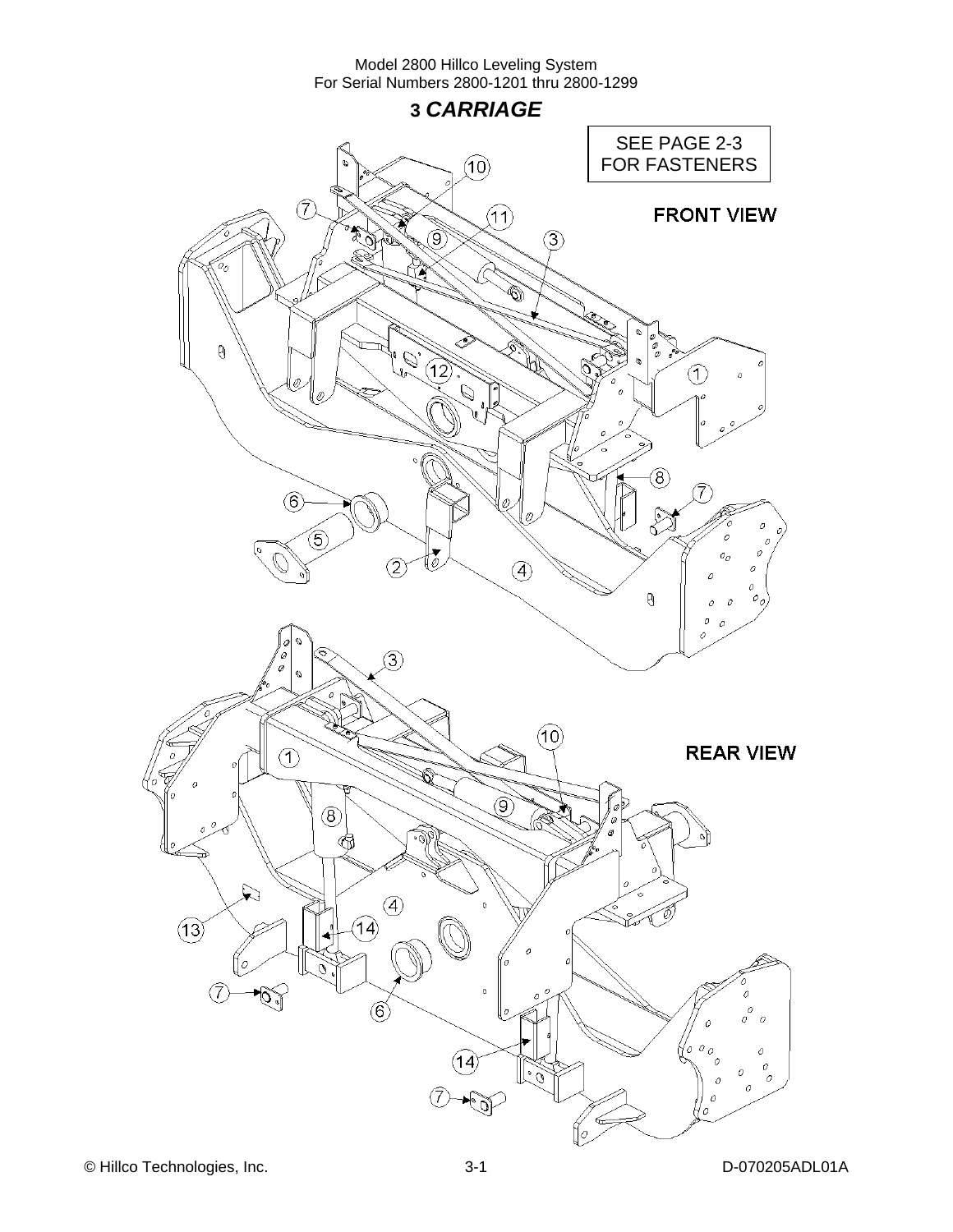# 3 *CARRIAGE*

SEE PAGE 2-3 FOR FASTENERS

FRONT VIEW

REAR VIEW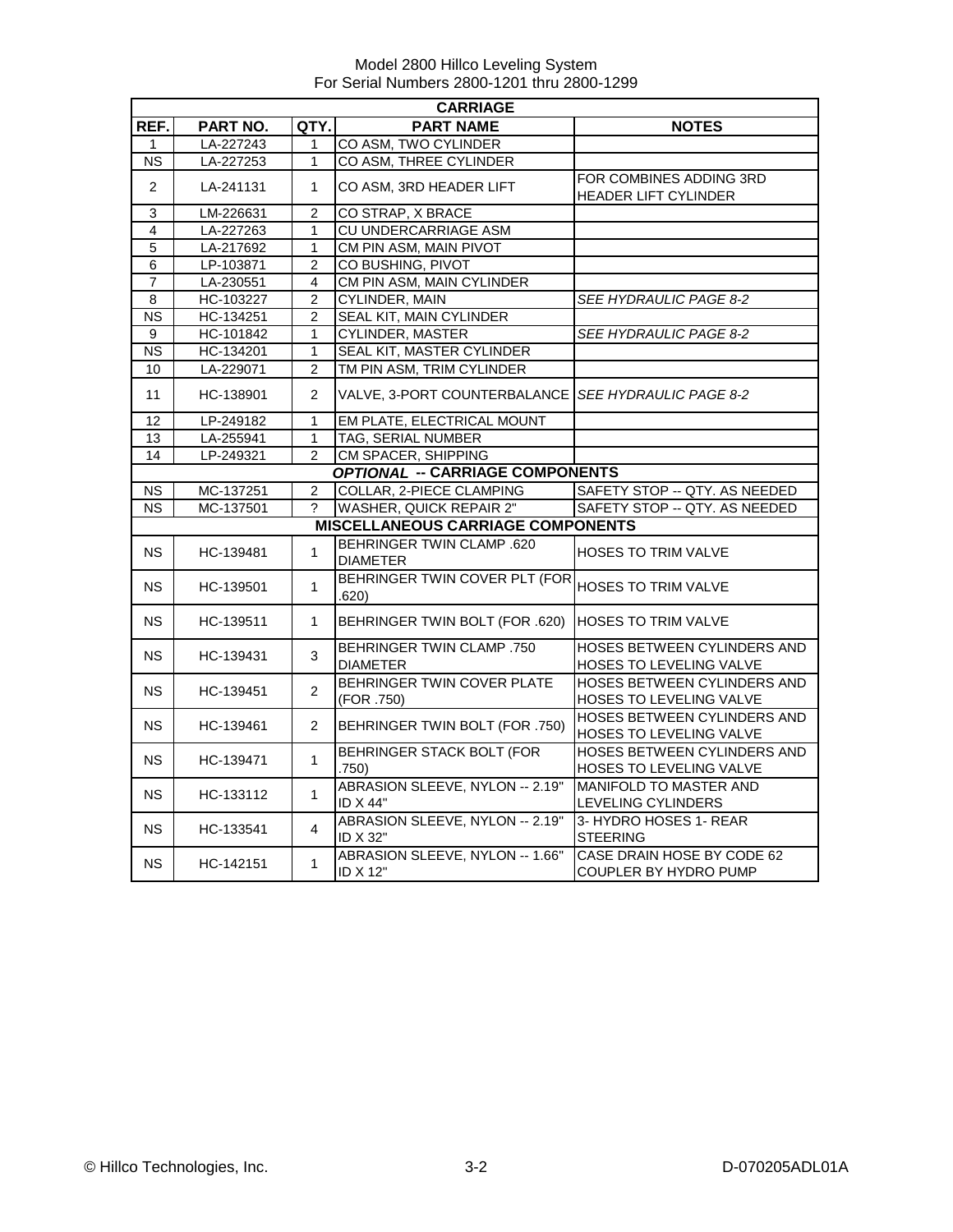Model 2800 Hillco Leveling System
For Serial Numbers 2800-1201 thru 2800-1299

| CARRIAGE | | | | |
|---|---|---|---|---|
| **REF.** | **PART NO.** | **QTY.** | **PART NAME** | **NOTES** |
| 1 | LA-227243 | 1 | CO ASM, TWO CYLINDER | |
| NS | LA-227253 | 1 | CO ASM, THREE CYLINDER | |
| 2 | LA-241131 | 1 | CO ASM, 3RD HEADER LIFT | FOR COMBINES ADDING 3RD HEADER LIFT CYLINDER |
| 3 | LM-226631 | 2 | CO STRAP, X BRACE | |
| 4 | LA-227263 | 1 | CU UNDERCARRIAGE ASM | |
| 5 | LA-217692 | 1 | CM PIN ASM, MAIN PIVOT | |
| 6 | LP-103871 | 2 | CO BUSHING, PIVOT | |
| 7 | LA-230551 | 4 | CM PIN ASM, MAIN CYLINDER | |
| 8 | HC-103227 | 2 | CYLINDER, MAIN | *SEE HYDRAULIC PAGE 8-2* |
| NS | HC-134251 | 2 | SEAL KIT, MAIN CYLINDER | |
| 9 | HC-101842 | 1 | CYLINDER, MASTER | *SEE HYDRAULIC PAGE 8-2* |
| NS | HC-134201 | 1 | SEAL KIT, MASTER CYLINDER | |
| 10 | LA-229071 | 2 | TM PIN ASM, TRIM CYLINDER | |
| 11 | HC-138901 | 2 | VALVE, 3-PORT COUNTERBALANCE | *SEE HYDRAULIC PAGE 8-2* |
| 12 | LP-249182 | 1 | EM PLATE, ELECTRICAL MOUNT | |
| 13 | LA-255941 | 1 | TAG, SERIAL NUMBER | |
| 14 | LP-249321 | 2 | CM SPACER, SHIPPING | |
| ***OPTIONAL*** **-- CARRIAGE COMPONENTS** | | | | |
| NS | MC-137251 | 2 | COLLAR, 2-PIECE CLAMPING | SAFETY STOP -- QTY. AS NEEDED |
| NS | MC-137501 | ? | WASHER, QUICK REPAIR 2" | SAFETY STOP -- QTY. AS NEEDED |
| **MISCELLANEOUS CARRIAGE COMPONENTS** | | | | |
| NS | HC-139481 | 1 | BEHRINGER TWIN CLAMP .620 DIAMETER | HOSES TO TRIM VALVE |
| NS | HC-139501 | 1 | BEHRINGER TWIN COVER PLT (FOR .620) | HOSES TO TRIM VALVE |
| NS | HC-139511 | 1 | BEHRINGER TWIN BOLT (FOR .620) | HOSES TO TRIM VALVE |
| NS | HC-139431 | 3 | BEHRINGER TWIN CLAMP .750 DIAMETER | HOSES BETWEEN CYLINDERS AND HOSES TO LEVELING VALVE |
| NS | HC-139451 | 2 | BEHRINGER TWIN COVER PLATE (FOR .750) | HOSES BETWEEN CYLINDERS AND HOSES TO LEVELING VALVE |
| NS | HC-139461 | 2 | BEHRINGER TWIN BOLT (FOR .750) | HOSES BETWEEN CYLINDERS AND HOSES TO LEVELING VALVE |
| NS | HC-139471 | 1 | BEHRINGER STACK BOLT (FOR .750) | HOSES BETWEEN CYLINDERS AND HOSES TO LEVELING VALVE |
| NS | HC-133112 | 1 | ABRASION SLEEVE, NYLON -- 2.19" ID X 44" | MANIFOLD TO MASTER AND LEVELING CYLINDERS |
| NS | HC-133541 | 4 | ABRASION SLEEVE, NYLON -- 2.19" ID X 32" | 3- HYDRO HOSES 1- REAR STEERING |
| NS | HC-142151 | 1 | ABRASION SLEEVE, NYLON -- 1.66" ID X 12" | CASE DRAIN HOSE BY CODE 62 COUPLER BY HYDRO PUMP |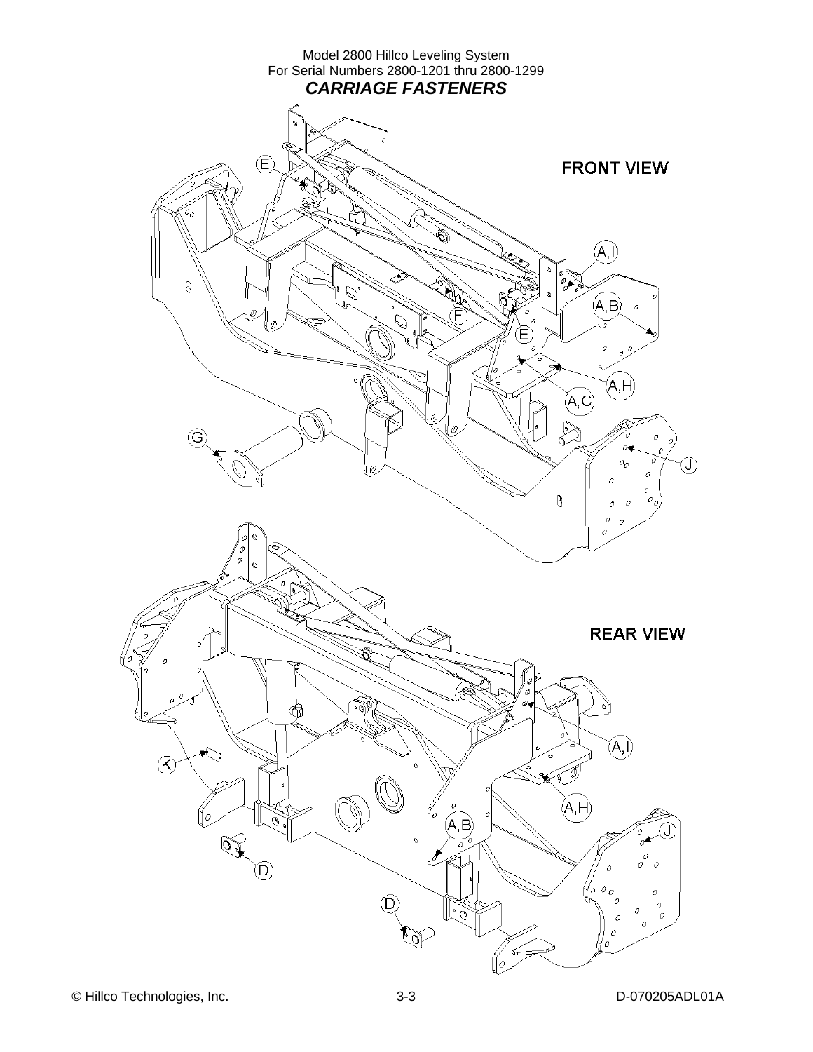Model 2800 Hillco Leveling System
For Serial Numbers 2800-1201 thru 2800-1299

## *CARRIAGE FASTENERS*

FRONT VIEW

E

A,I

A,B

F

E

A,H

A,C

G

J

REAR VIEW

A,I

K

A,H

A,B

J

D

D

© Hillco Technologies, Inc. D-070205ADL01A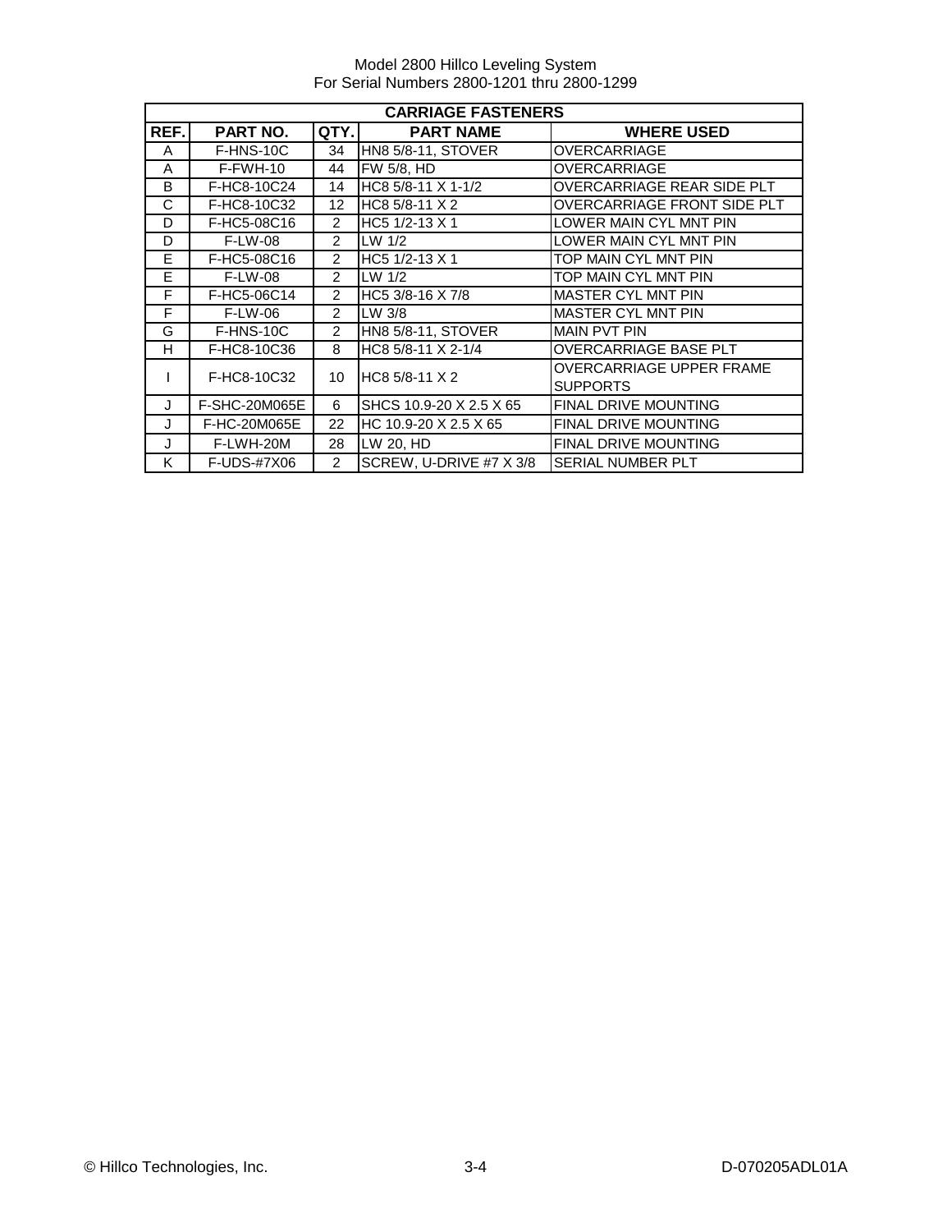| CARRIAGE FASTENERS | | | | |
|---|---|---|---|---|
| REF. | PART NO. | QTY. | PART NAME | WHERE USED |
| A | F-HNS-10C | 34 | HN8 5/8-11, STOVER | OVERCARRIAGE |
| A | F-FWH-10 | 44 | FW 5/8, HD | OVERCARRIAGE |
| B | F-HC8-10C24 | 14 | HC8 5/8-11 X 1-1/2 | OVERCARRIAGE REAR SIDE PLT |
| C | F-HC8-10C32 | 12 | HC8 5/8-11 X 2 | OVERCARRIAGE FRONT SIDE PLT |
| D | F-HC5-08C16 | 2 | HC5 1/2-13 X 1 | LOWER MAIN CYL MNT PIN |
| D | F-LW-08 | 2 | LW 1/2 | LOWER MAIN CYL MNT PIN |
| E | F-HC5-08C16 | 2 | HC5 1/2-13 X 1 | TOP MAIN CYL MNT PIN |
| E | F-LW-08 | 2 | LW 1/2 | TOP MAIN CYL MNT PIN |
| F | F-HC5-06C14 | 2 | HC5 3/8-16 X 7/8 | MASTER CYL MNT PIN |
| F | F-LW-06 | 2 | LW 3/8 | MASTER CYL MNT PIN |
| G | F-HNS-10C | 2 | HN8 5/8-11, STOVER | MAIN PVT PIN |
| H | F-HC8-10C36 | 8 | HC8 5/8-11 X 2-1/4 | OVERCARRIAGE BASE PLT |
| I | F-HC8-10C32 | 10 | HC8 5/8-11 X 2 | OVERCARRIAGE UPPER FRAME SUPPORTS |
| J | F-SHC-20M065E | 6 | SHCS 10.9-20 X 2.5 X 65 | FINAL DRIVE MOUNTING |
| J | F-HC-20M065E | 22 | HC 10.9-20 X 2.5 X 65 | FINAL DRIVE MOUNTING |
| J | F-LWH-20M | 28 | LW 20, HD | FINAL DRIVE MOUNTING |
| K | F-UDS-#7X06 | 2 | SCREW, U-DRIVE #7 X 3/8 | SERIAL NUMBER PLT |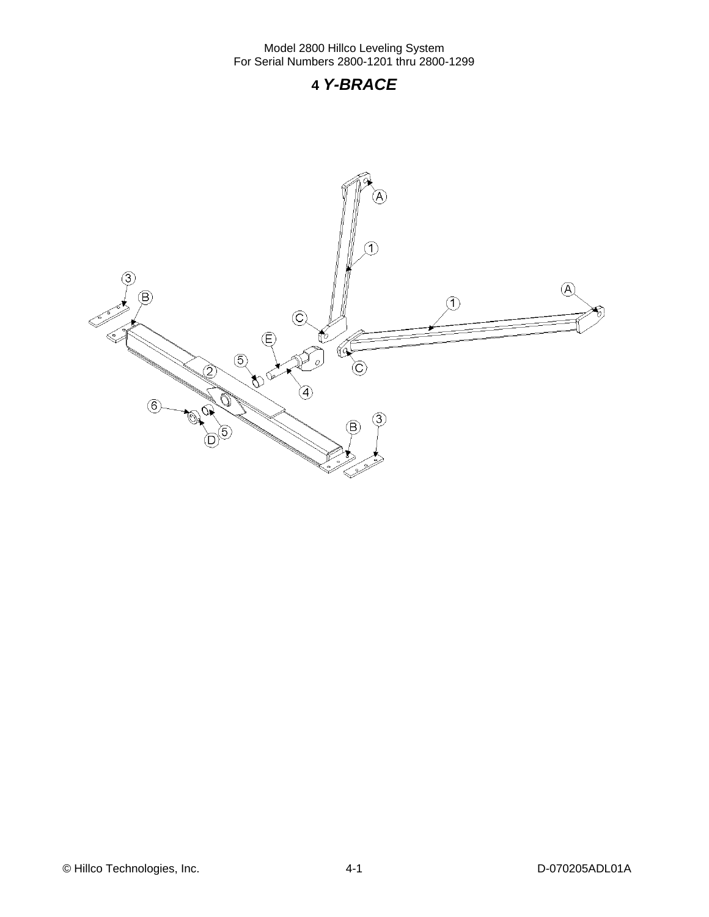# 4 *Y-BRACE*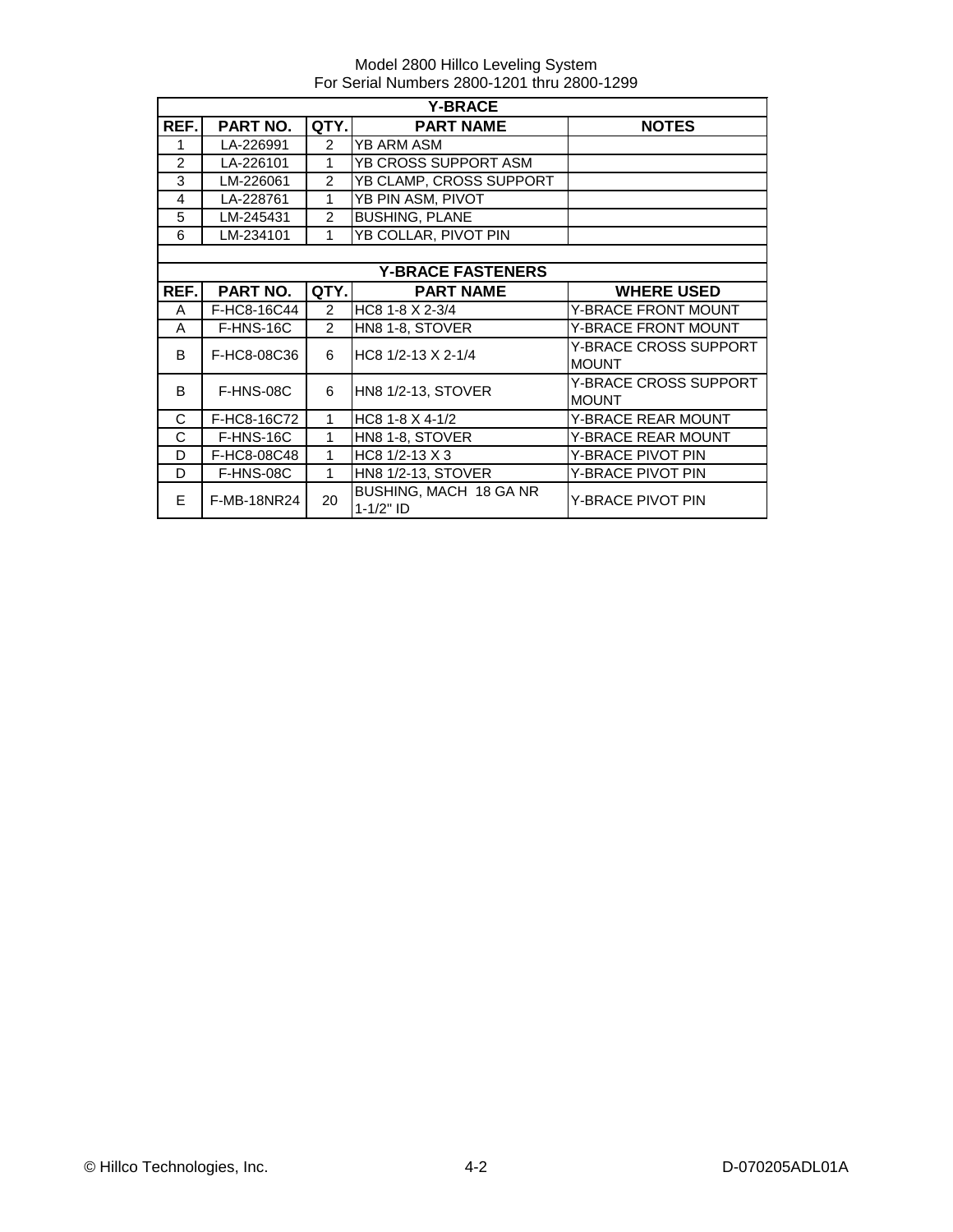Model 2800 Hillco Leveling System
For Serial Numbers 2800-1201 thru 2800-1299

| Y-BRACE | | | | |
|---|---|---|---|---|
| **REF.** | **PART NO.** | **QTY.** | **PART NAME** | **NOTES** |
| 1 | LA-226991 | 2 | YB ARM ASM | |
| 2 | LA-226101 | 1 | YB CROSS SUPPORT ASM | |
| 3 | LM-226061 | 2 | YB CLAMP, CROSS SUPPORT | |
| 4 | LA-228761 | 1 | YB PIN ASM, PIVOT | |
| 5 | LM-245431 | 2 | BUSHING, PLANE | |
| 6 | LM-234101 | 1 | YB COLLAR, PIVOT PIN | |

| Y-BRACE FASTENERS | | | | |
|---|---|---|---|---|
| **REF.** | **PART NO.** | **QTY.** | **PART NAME** | **WHERE USED** |
| A | F-HC8-16C44 | 2 | HC8 1-8 X 2-3/4 | Y-BRACE FRONT MOUNT |
| A | F-HNS-16C | 2 | HN8 1-8, STOVER | Y-BRACE FRONT MOUNT |
| B | F-HC8-08C36 | 6 | HC8 1/2-13 X 2-1/4 | Y-BRACE CROSS SUPPORT MOUNT |
| B | F-HNS-08C | 6 | HN8 1/2-13, STOVER | Y-BRACE CROSS SUPPORT MOUNT |
| C | F-HC8-16C72 | 1 | HC8 1-8 X 4-1/2 | Y-BRACE REAR MOUNT |
| C | F-HNS-16C | 1 | HN8 1-8, STOVER | Y-BRACE REAR MOUNT |
| D | F-HC8-08C48 | 1 | HC8 1/2-13 X 3 | Y-BRACE PIVOT PIN |
| D | F-HNS-08C | 1 | HN8 1/2-13, STOVER | Y-BRACE PIVOT PIN |
| E | F-MB-18NR24 | 20 | BUSHING, MACH 18 GA NR 1-1/2" ID | Y-BRACE PIVOT PIN |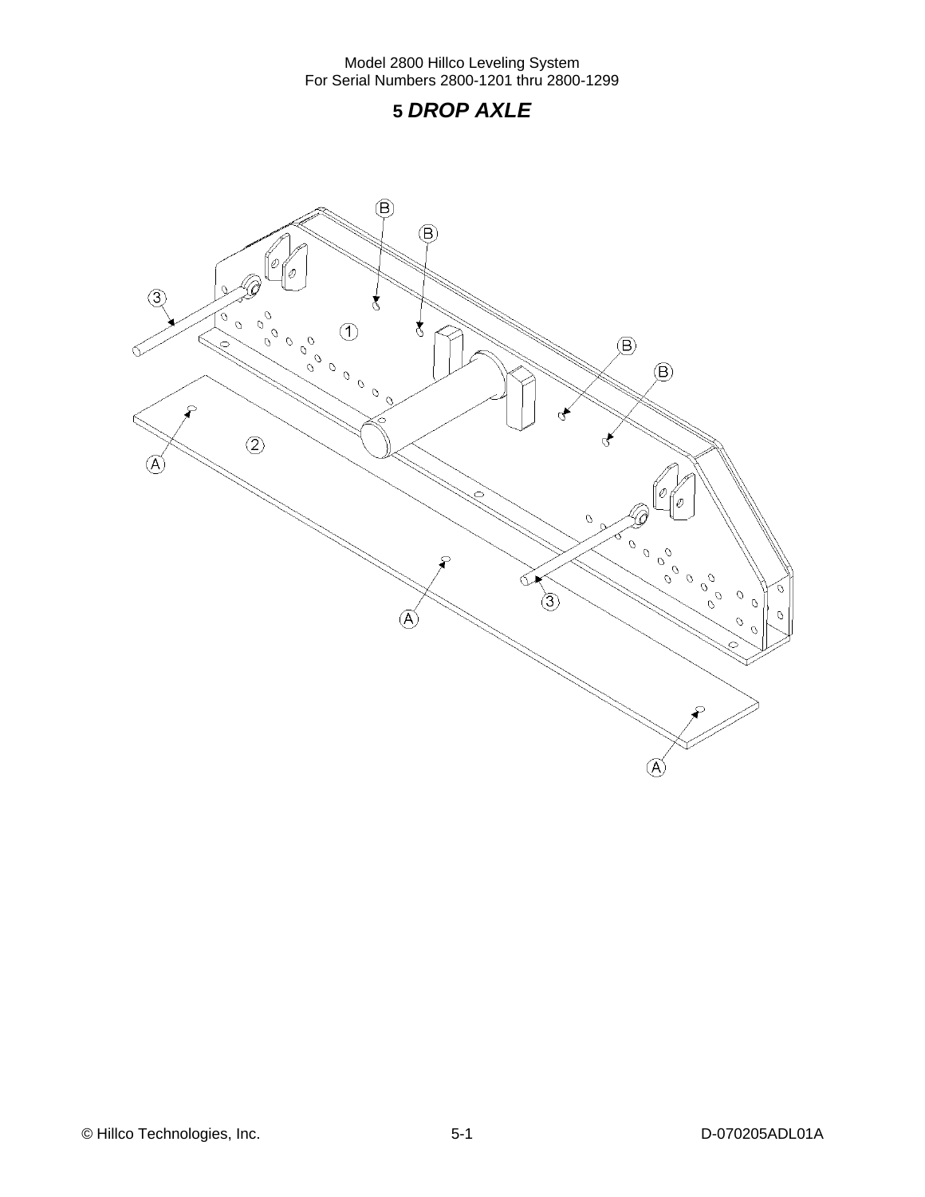# 5 *DROP AXLE*

1

2

3

3

A

A

A

B

B

B

B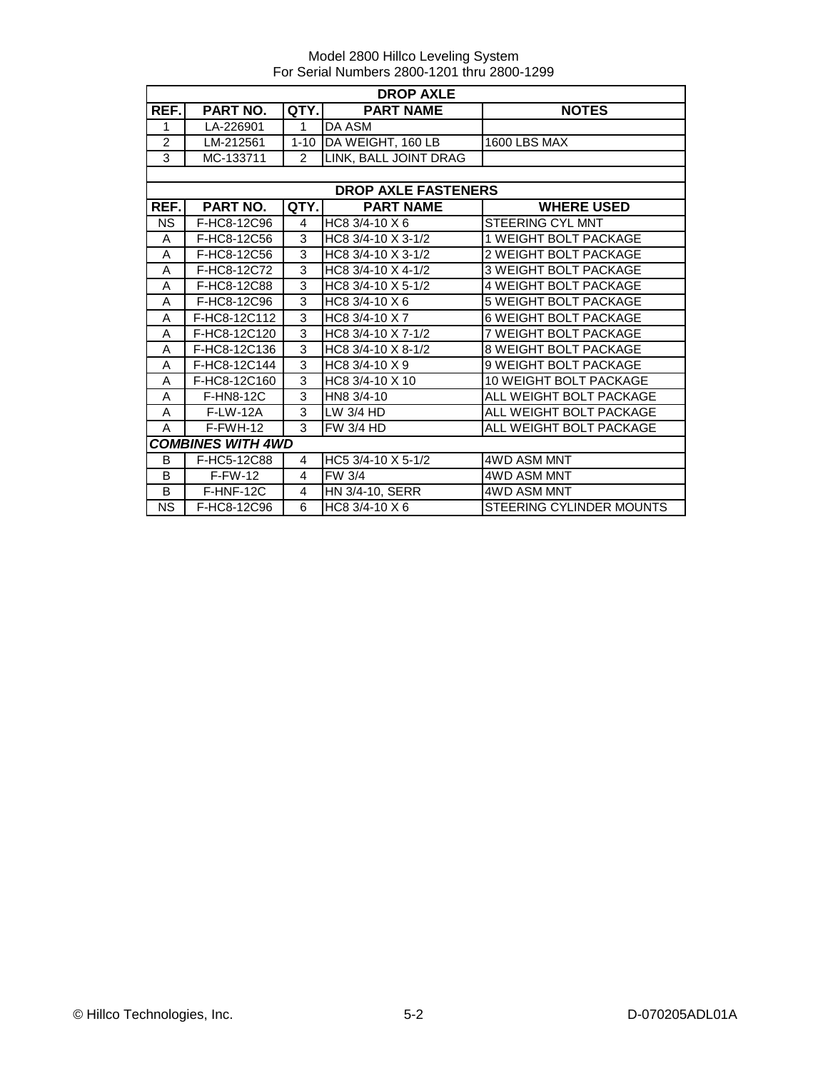Model 2800 Hillco Leveling System
For Serial Numbers 2800-1201 thru 2800-1299

| DROP AXLE | | | | |
|---|---|---|---|---|
| **REF.** | **PART NO.** | **QTY.** | **PART NAME** | **NOTES** |
| 1 | LA-226901 | 1 | DA ASM | |
| 2 | LM-212561 | 1-10 | DA WEIGHT, 160 LB | 1600 LBS MAX |
| 3 | MC-133711 | 2 | LINK, BALL JOINT DRAG | |

| DROP AXLE FASTENERS | | | | |
|---|---|---|---|---|
| **REF.** | **PART NO.** | **QTY.** | **PART NAME** | **WHERE USED** |
| NS | F-HC8-12C96 | 4 | HC8 3/4-10 X 6 | STEERING CYL MNT |
| A | F-HC8-12C56 | 3 | HC8 3/4-10 X 3-1/2 | 1 WEIGHT BOLT PACKAGE |
| A | F-HC8-12C56 | 3 | HC8 3/4-10 X 3-1/2 | 2 WEIGHT BOLT PACKAGE |
| A | F-HC8-12C72 | 3 | HC8 3/4-10 X 4-1/2 | 3 WEIGHT BOLT PACKAGE |
| A | F-HC8-12C88 | 3 | HC8 3/4-10 X 5-1/2 | 4 WEIGHT BOLT PACKAGE |
| A | F-HC8-12C96 | 3 | HC8 3/4-10 X 6 | 5 WEIGHT BOLT PACKAGE |
| A | F-HC8-12C112 | 3 | HC8 3/4-10 X 7 | 6 WEIGHT BOLT PACKAGE |
| A | F-HC8-12C120 | 3 | HC8 3/4-10 X 7-1/2 | 7 WEIGHT BOLT PACKAGE |
| A | F-HC8-12C136 | 3 | HC8 3/4-10 X 8-1/2 | 8 WEIGHT BOLT PACKAGE |
| A | F-HC8-12C144 | 3 | HC8 3/4-10 X 9 | 9 WEIGHT BOLT PACKAGE |
| A | F-HC8-12C160 | 3 | HC8 3/4-10 X 10 | 10 WEIGHT BOLT PACKAGE |
| A | F-HN8-12C | 3 | HN8 3/4-10 | ALL WEIGHT BOLT PACKAGE |
| A | F-LW-12A | 3 | LW 3/4 HD | ALL WEIGHT BOLT PACKAGE |
| A | F-FWH-12 | 3 | FW 3/4 HD | ALL WEIGHT BOLT PACKAGE |
| ***COMBINES WITH 4WD*** | | | | |
| B | F-HC5-12C88 | 4 | HC5 3/4-10 X 5-1/2 | 4WD ASM MNT |
| B | F-FW-12 | 4 | FW 3/4 | 4WD ASM MNT |
| B | F-HNF-12C | 4 | HN 3/4-10, SERR | 4WD ASM MNT |
| NS | F-HC8-12C96 | 6 | HC8 3/4-10 X 6 | STEERING CYLINDER MOUNTS |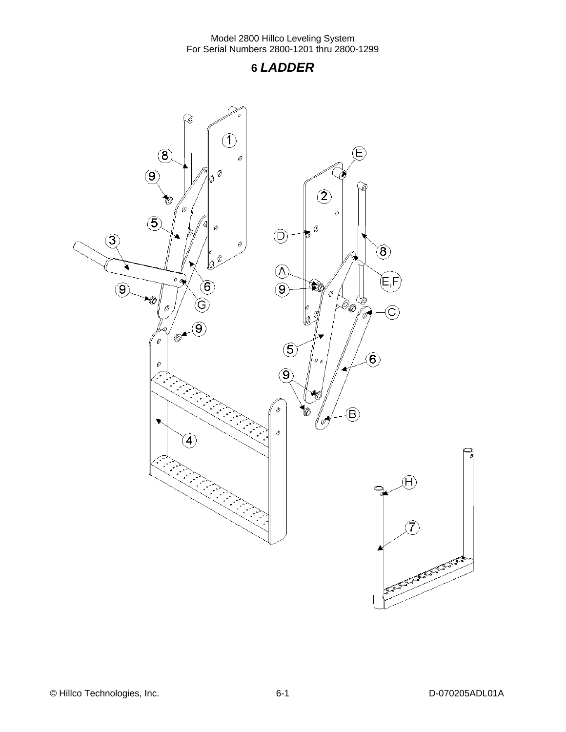# 6 *LADDER*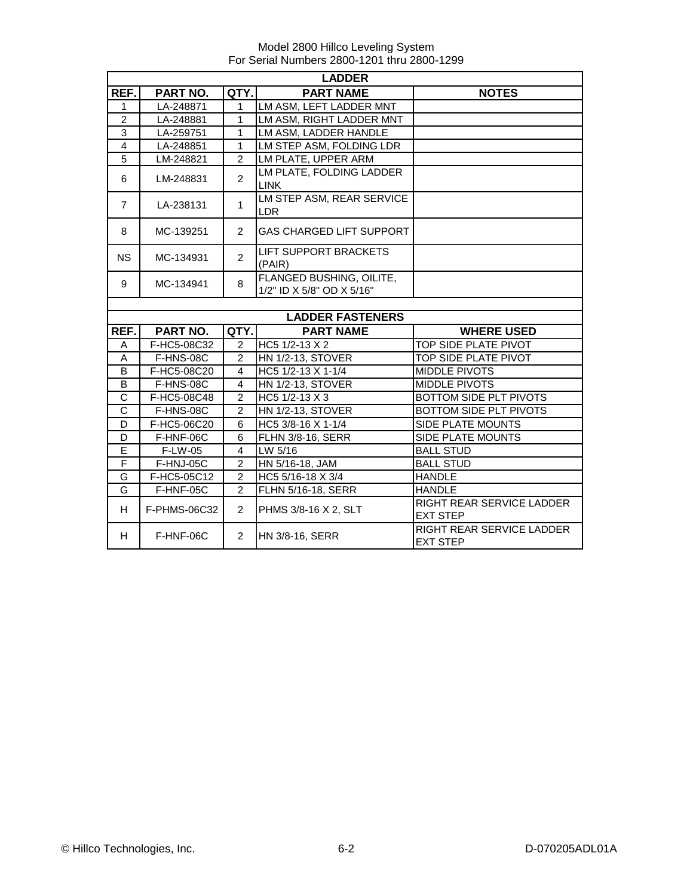Model 2800 Hillco Leveling System
For Serial Numbers 2800-1201 thru 2800-1299

| LADDER | | | | |
|---|---|---|---|---|
| **REF.** | **PART NO.** | **QTY.** | **PART NAME** | **NOTES** |
| 1 | LA-248871 | 1 | LM ASM, LEFT LADDER MNT | |
| 2 | LA-248881 | 1 | LM ASM, RIGHT LADDER MNT | |
| 3 | LA-259751 | 1 | LM ASM, LADDER HANDLE | |
| 4 | LA-248851 | 1 | LM STEP ASM, FOLDING LDR | |
| 5 | LM-248821 | 2 | LM PLATE, UPPER ARM | |
| 6 | LM-248831 | 2 | LM PLATE, FOLDING LADDER LINK | |
| 7 | LA-238131 | 1 | LM STEP ASM, REAR SERVICE LDR | |
| 8 | MC-139251 | 2 | GAS CHARGED LIFT SUPPORT | |
| NS | MC-134931 | 2 | LIFT SUPPORT BRACKETS (PAIR) | |
| 9 | MC-134941 | 8 | FLANGED BUSHING, OILITE, 1/2" ID X 5/8" OD X 5/16" | |

| LADDER FASTENERS | | | | |
|---|---|---|---|---|
| **REF.** | **PART NO.** | **QTY.** | **PART NAME** | **WHERE USED** |
| A | F-HC5-08C32 | 2 | HC5 1/2-13 X 2 | TOP SIDE PLATE PIVOT |
| A | F-HNS-08C | 2 | HN 1/2-13, STOVER | TOP SIDE PLATE PIVOT |
| B | F-HC5-08C20 | 4 | HC5 1/2-13 X 1-1/4 | MIDDLE PIVOTS |
| B | F-HNS-08C | 4 | HN 1/2-13, STOVER | MIDDLE PIVOTS |
| C | F-HC5-08C48 | 2 | HC5 1/2-13 X 3 | BOTTOM SIDE PLT PIVOTS |
| C | F-HNS-08C | 2 | HN 1/2-13, STOVER | BOTTOM SIDE PLT PIVOTS |
| D | F-HC5-06C20 | 6 | HC5 3/8-16 X 1-1/4 | SIDE PLATE MOUNTS |
| D | F-HNF-06C | 6 | FLHN 3/8-16, SERR | SIDE PLATE MOUNTS |
| E | F-LW-05 | 4 | LW 5/16 | BALL STUD |
| F | F-HNJ-05C | 2 | HN 5/16-18, JAM | BALL STUD |
| G | F-HC5-05C12 | 2 | HC5 5/16-18 X 3/4 | HANDLE |
| G | F-HNF-05C | 2 | FLHN 5/16-18, SERR | HANDLE |
| H | F-PHMS-06C32 | 2 | PHMS 3/8-16 X 2, SLT | RIGHT REAR SERVICE LADDER EXT STEP |
| H | F-HNF-06C | 2 | HN 3/8-16, SERR | RIGHT REAR SERVICE LADDER EXT STEP |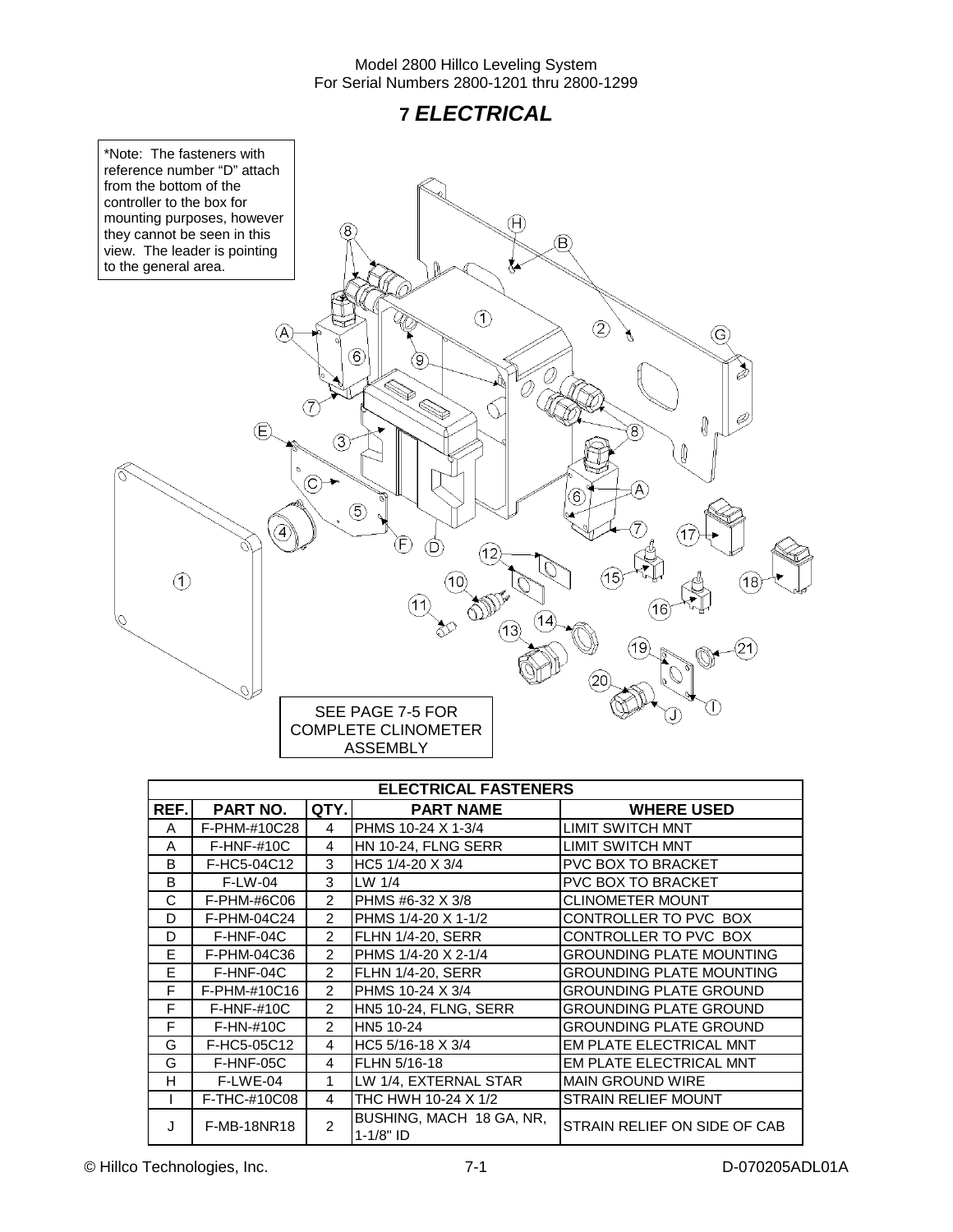# 7 ELECTRICAL

*Note: The fasteners with reference number "D" attach from the bottom of the controller to the box for mounting purposes, however they cannot be seen in this view. The leader is pointing to the general area.

SEE PAGE 7-5 FOR COMPLETE CLINOMETER ASSEMBLY

| ELECTRICAL FASTENERS | | | | |
|---|---|---|---|---|
| REF. | PART NO. | QTY. | PART NAME | WHERE USED |
| A | F-PHM-#10C28 | 4 | PHMS 10-24 X 1-3/4 | LIMIT SWITCH MNT |
| A | F-HNF-#10C | 4 | HN 10-24, FLNG SERR | LIMIT SWITCH MNT |
| B | F-HC5-04C12 | 3 | HC5 1/4-20 X 3/4 | PVC BOX TO BRACKET |
| B | F-LW-04 | 3 | LW 1/4 | PVC BOX TO BRACKET |
| C | F-PHM-#6C06 | 2 | PHMS #6-32 X 3/8 | CLINOMETER MOUNT |
| D | F-PHM-04C24 | 2 | PHMS 1/4-20 X 1-1/2 | CONTROLLER TO PVC BOX |
| D | F-HNF-04C | 2 | FLHN 1/4-20, SERR | CONTROLLER TO PVC BOX |
| E | F-PHM-04C36 | 2 | PHMS 1/4-20 X 2-1/4 | GROUNDING PLATE MOUNTING |
| E | F-HNF-04C | 2 | FLHN 1/4-20, SERR | GROUNDING PLATE MOUNTING |
| F | F-PHM-#10C16 | 2 | PHMS 10-24 X 3/4 | GROUNDING PLATE GROUND |
| F | F-HNF-#10C | 2 | HN5 10-24, FLNG, SERR | GROUNDING PLATE GROUND |
| F | F-HN-#10C | 2 | HN5 10-24 | GROUNDING PLATE GROUND |
| G | F-HC5-05C12 | 4 | HC5 5/16-18 X 3/4 | EM PLATE ELECTRICAL MNT |
| G | F-HNF-05C | 4 | FLHN 5/16-18 | EM PLATE ELECTRICAL MNT |
| H | F-LWE-04 | 1 | LW 1/4, EXTERNAL STAR | MAIN GROUND WIRE |
| I | F-THC-#10C08 | 4 | THC HWH 10-24 X 1/2 | STRAIN RELIEF MOUNT |
| J | F-MB-18NR18 | 2 | BUSHING, MACH 18 GA, NR, 1-1/8" ID | STRAIN RELIEF ON SIDE OF CAB |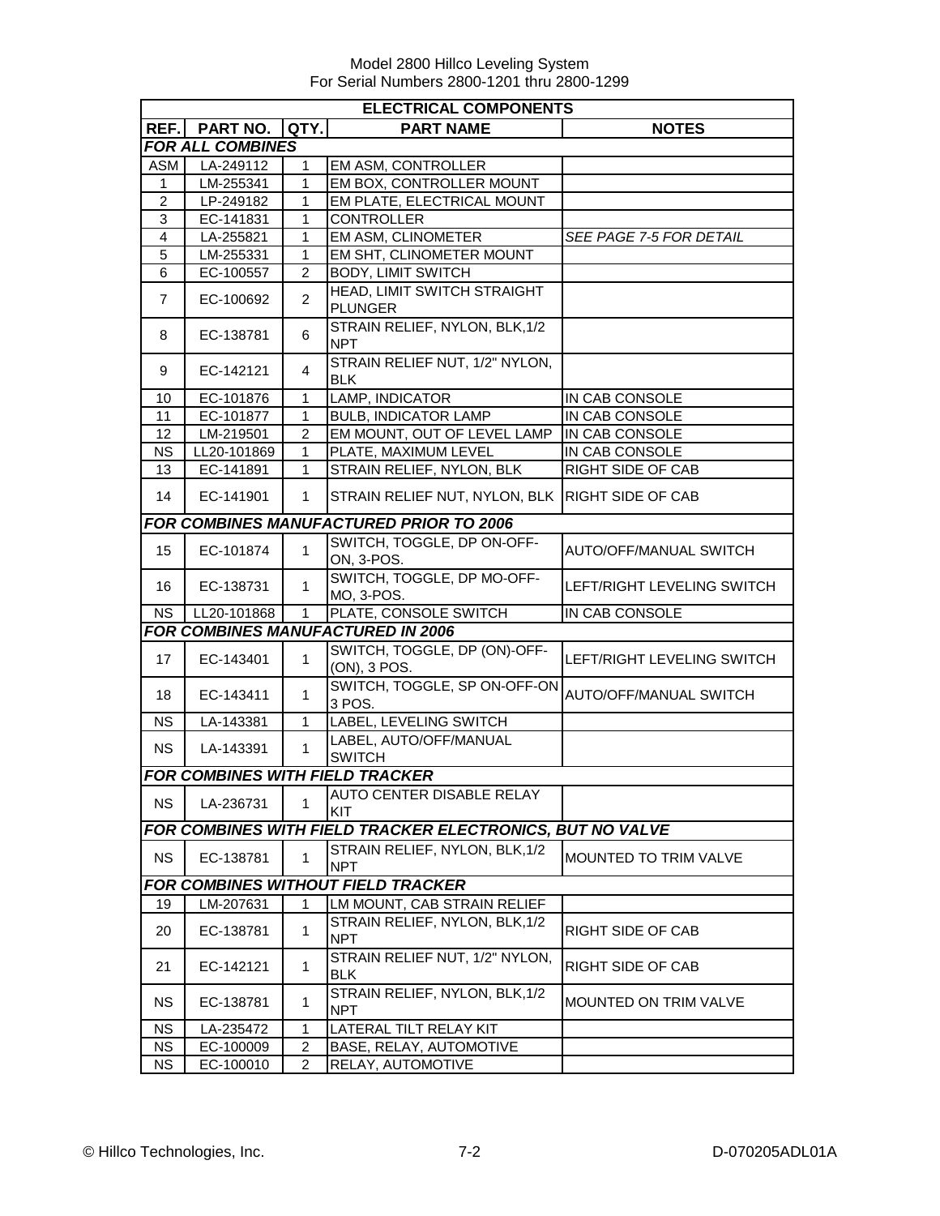Model 2800 Hillco Leveling System
For Serial Numbers 2800-1201 thru 2800-1299

| ELECTRICAL COMPONENTS | | | | |
|---|---|---|---|---|
| **REF.** | **PART NO.** | **QTY.** | **PART NAME** | **NOTES** |
| ***FOR ALL COMBINES*** | | | | |
| ASM | LA-249112 | 1 | EM ASM, CONTROLLER | |
| 1 | LM-255341 | 1 | EM BOX, CONTROLLER MOUNT | |
| 2 | LP-249182 | 1 | EM PLATE, ELECTRICAL MOUNT | |
| 3 | EC-141831 | 1 | CONTROLLER | |
| 4 | LA-255821 | 1 | EM ASM, CLINOMETER | *SEE PAGE 7-5 FOR DETAIL* |
| 5 | LM-255331 | 1 | EM SHT, CLINOMETER MOUNT | |
| 6 | EC-100557 | 2 | BODY, LIMIT SWITCH | |
| 7 | EC-100692 | 2 | HEAD, LIMIT SWITCH STRAIGHT PLUNGER | |
| 8 | EC-138781 | 6 | STRAIN RELIEF, NYLON, BLK,1/2 NPT | |
| 9 | EC-142121 | 4 | STRAIN RELIEF NUT, 1/2" NYLON, BLK | |
| 10 | EC-101876 | 1 | LAMP, INDICATOR | IN CAB CONSOLE |
| 11 | EC-101877 | 1 | BULB, INDICATOR LAMP | IN CAB CONSOLE |
| 12 | LM-219501 | 2 | EM MOUNT, OUT OF LEVEL LAMP | IN CAB CONSOLE |
| NS | LL20-101869 | 1 | PLATE, MAXIMUM LEVEL | IN CAB CONSOLE |
| 13 | EC-141891 | 1 | STRAIN RELIEF, NYLON, BLK | RIGHT SIDE OF CAB |
| 14 | EC-141901 | 1 | STRAIN RELIEF NUT, NYLON, BLK | RIGHT SIDE OF CAB |
| ***FOR COMBINES MANUFACTURED PRIOR TO 2006*** | | | | |
| 15 | EC-101874 | 1 | SWITCH, TOGGLE, DP ON-OFF-ON, 3-POS. | AUTO/OFF/MANUAL SWITCH |
| 16 | EC-138731 | 1 | SWITCH, TOGGLE, DP MO-OFF-MO, 3-POS. | LEFT/RIGHT LEVELING SWITCH |
| NS | LL20-101868 | 1 | PLATE, CONSOLE SWITCH | IN CAB CONSOLE |
| ***FOR COMBINES MANUFACTURED IN 2006*** | | | | |
| 17 | EC-143401 | 1 | SWITCH, TOGGLE, DP (ON)-OFF-(ON), 3 POS. | LEFT/RIGHT LEVELING SWITCH |
| 18 | EC-143411 | 1 | SWITCH, TOGGLE, SP ON-OFF-ON 3 POS. | AUTO/OFF/MANUAL SWITCH |
| NS | LA-143381 | 1 | LABEL, LEVELING SWITCH | |
| NS | LA-143391 | 1 | LABEL, AUTO/OFF/MANUAL SWITCH | |
| ***FOR COMBINES WITH FIELD TRACKER*** | | | | |
| NS | LA-236731 | 1 | AUTO CENTER DISABLE RELAY KIT | |
| ***FOR COMBINES WITH FIELD TRACKER ELECTRONICS, BUT NO VALVE*** | | | | |
| NS | EC-138781 | 1 | STRAIN RELIEF, NYLON, BLK,1/2 NPT | MOUNTED TO TRIM VALVE |
| ***FOR COMBINES WITHOUT FIELD TRACKER*** | | | | |
| 19 | LM-207631 | 1 | LM MOUNT, CAB STRAIN RELIEF | |
| 20 | EC-138781 | 1 | STRAIN RELIEF, NYLON, BLK,1/2 NPT | RIGHT SIDE OF CAB |
| 21 | EC-142121 | 1 | STRAIN RELIEF NUT, 1/2" NYLON, BLK | RIGHT SIDE OF CAB |
| NS | EC-138781 | 1 | STRAIN RELIEF, NYLON, BLK,1/2 NPT | MOUNTED ON TRIM VALVE |
| NS | LA-235472 | 1 | LATERAL TILT RELAY KIT | |
| NS | EC-100009 | 2 | BASE, RELAY, AUTOMOTIVE | |
| NS | EC-100010 | 2 | RELAY, AUTOMOTIVE | |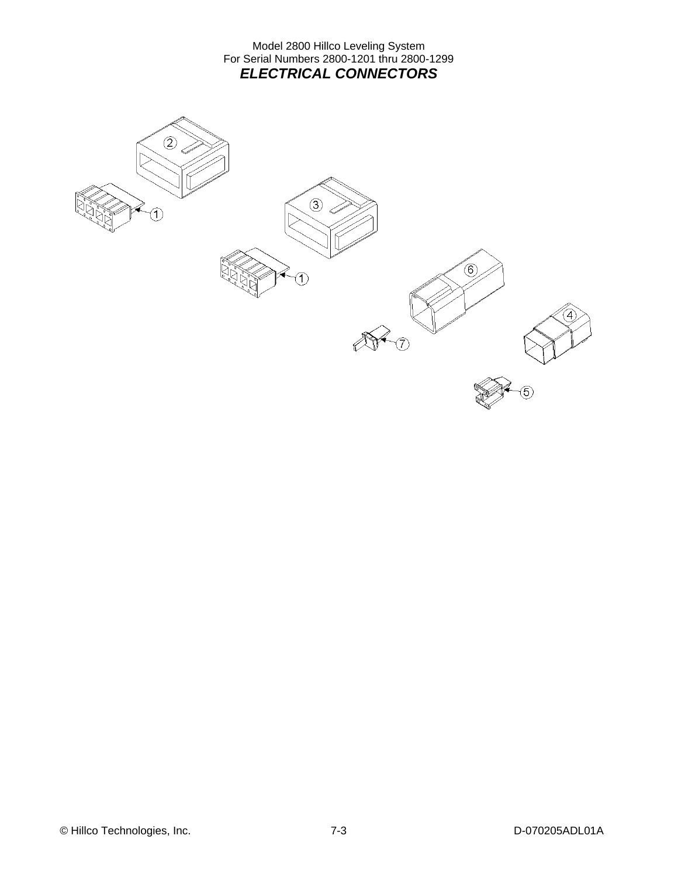Model 2800 Hillco Leveling System
For Serial Numbers 2800-1201 thru 2800-1299

## *ELECTRICAL CONNECTORS*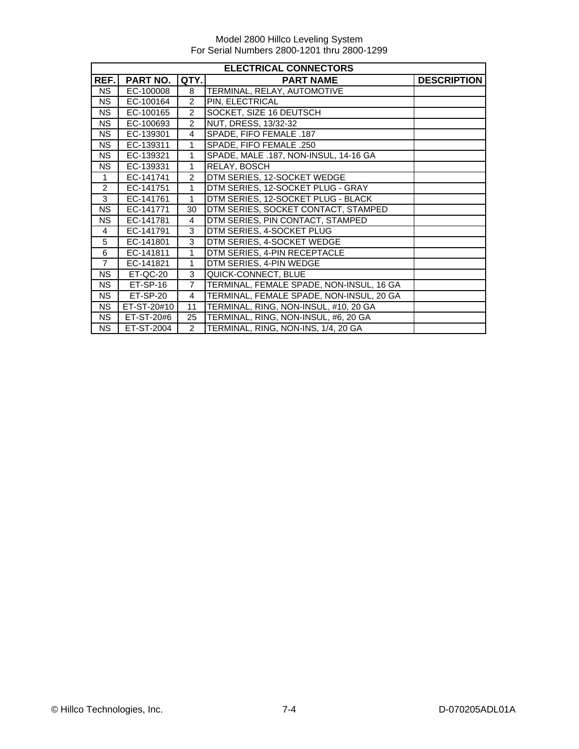| ELECTRICAL CONNECTORS | | | | |
|---|---|---|---|---|
| **REF.** | **PART NO.** | **QTY.** | **PART NAME** | **DESCRIPTION** |
| NS | EC-100008 | 8 | TERMINAL, RELAY, AUTOMOTIVE | |
| NS | EC-100164 | 2 | PIN, ELECTRICAL | |
| NS | EC-100165 | 2 | SOCKET, SIZE 16 DEUTSCH | |
| NS | EC-100693 | 2 | NUT, DRESS, 13/32-32 | |
| NS | EC-139301 | 4 | SPADE, FIFO FEMALE .187 | |
| NS | EC-139311 | 1 | SPADE, FIFO FEMALE .250 | |
| NS | EC-139321 | 1 | SPADE, MALE .187, NON-INSUL, 14-16 GA | |
| NS | EC-139331 | 1 | RELAY, BOSCH | |
| 1 | EC-141741 | 2 | DTM SERIES, 12-SOCKET WEDGE | |
| 2 | EC-141751 | 1 | DTM SERIES, 12-SOCKET PLUG - GRAY | |
| 3 | EC-141761 | 1 | DTM SERIES, 12-SOCKET PLUG - BLACK | |
| NS | EC-141771 | 30 | DTM SERIES, SOCKET CONTACT, STAMPED | |
| NS | EC-141781 | 4 | DTM SERIES, PIN CONTACT, STAMPED | |
| 4 | EC-141791 | 3 | DTM SERIES, 4-SOCKET PLUG | |
| 5 | EC-141801 | 3 | DTM SERIES, 4-SOCKET WEDGE | |
| 6 | EC-141811 | 1 | DTM SERIES, 4-PIN RECEPTACLE | |
| 7 | EC-141821 | 1 | DTM SERIES, 4-PIN WEDGE | |
| NS | ET-QC-20 | 3 | QUICK-CONNECT, BLUE | |
| NS | ET-SP-16 | 7 | TERMINAL, FEMALE SPADE, NON-INSUL, 16 GA | |
| NS | ET-SP-20 | 4 | TERMINAL, FEMALE SPADE, NON-INSUL, 20 GA | |
| NS | ET-ST-20#10 | 11 | TERMINAL, RING, NON-INSUL, #10, 20 GA | |
| NS | ET-ST-20#6 | 25 | TERMINAL, RING, NON-INSUL, #6, 20 GA | |
| NS | ET-ST-2004 | 2 | TERMINAL, RING, NON-INS, 1/4, 20 GA | |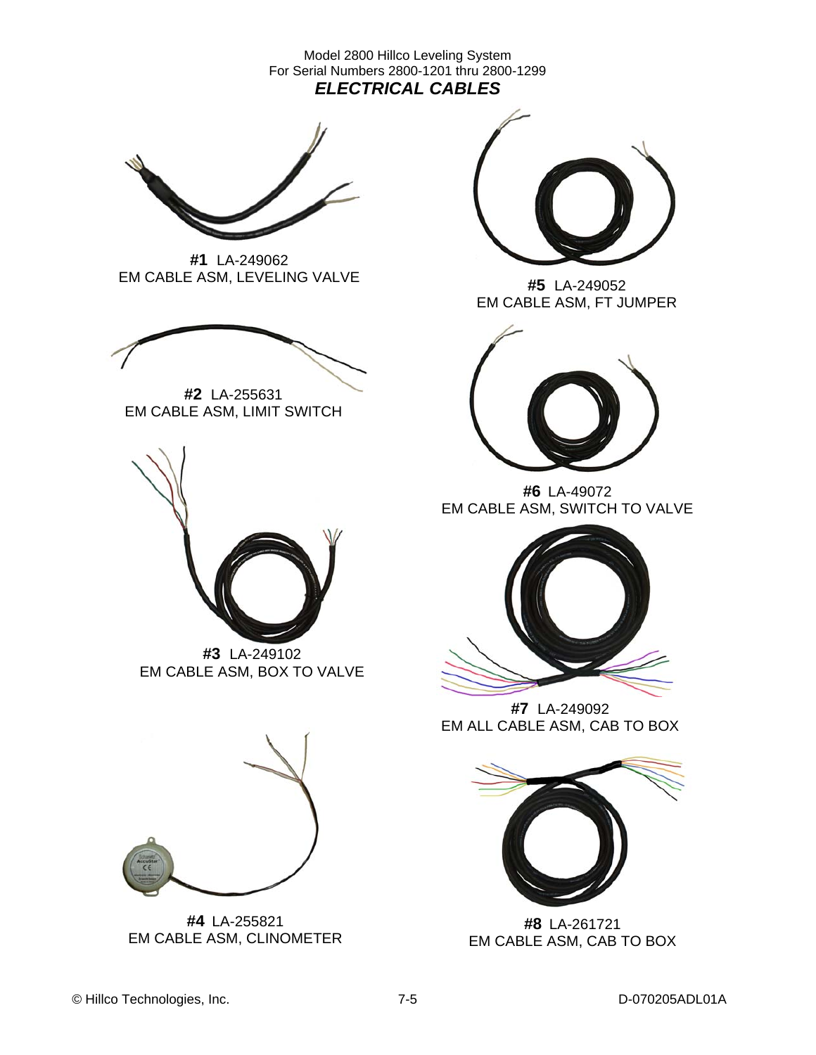Model 2800 Hillco Leveling System
For Serial Numbers 2800-1201 thru 2800-1299

## *ELECTRICAL CABLES*

**#1** LA-249062
EM CABLE ASM, LEVELING VALVE

**#2** LA-255631
EM CABLE ASM, LIMIT SWITCH

**#3** LA-249102
EM CABLE ASM, BOX TO VALVE

**#4** LA-255821
EM CABLE ASM, CLINOMETER

**#5** LA-249052
EM CABLE ASM, FT JUMPER

**#6** LA-49072
EM CABLE ASM, SWITCH TO VALVE

**#7** LA-249092
EM ALL CABLE ASM, CAB TO BOX

**#8** LA-261721
EM CABLE ASM, CAB TO BOX

© Hillco Technologies, Inc. 7-5 D-070205ADL01A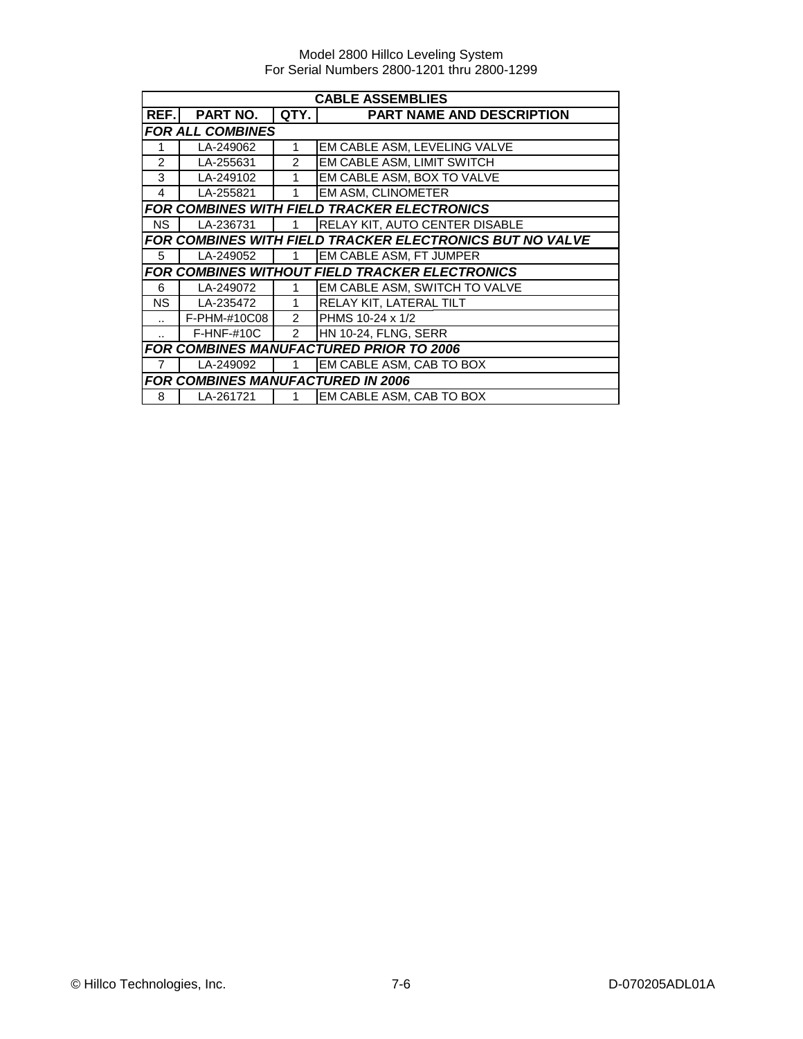| CABLE ASSEMBLIES | | | |
|---|---|---|---|
| **REF.** | **PART NO.** | **QTY.** | **PART NAME AND DESCRIPTION** |
| ***FOR ALL COMBINES*** | | | |
| 1 | LA-249062 | 1 | EM CABLE ASM, LEVELING VALVE |
| 2 | LA-255631 | 2 | EM CABLE ASM, LIMIT SWITCH |
| 3 | LA-249102 | 1 | EM CABLE ASM, BOX TO VALVE |
| 4 | LA-255821 | 1 | EM ASM, CLINOMETER |
| ***FOR COMBINES WITH FIELD TRACKER ELECTRONICS*** | | | |
| NS | LA-236731 | 1 | RELAY KIT, AUTO CENTER DISABLE |
| ***FOR COMBINES WITH FIELD TRACKER ELECTRONICS BUT NO VALVE*** | | | |
| 5 | LA-249052 | 1 | EM CABLE ASM, FT JUMPER |
| ***FOR COMBINES WITHOUT FIELD TRACKER ELECTRONICS*** | | | |
| 6 | LA-249072 | 1 | EM CABLE ASM, SWITCH TO VALVE |
| NS | LA-235472 | 1 | RELAY KIT, LATERAL TILT |
| .. | F-PHM-#10C08 | 2 | PHMS 10-24 x 1/2 |
| .. | F-HNF-#10C | 2 | HN 10-24, FLNG, SERR |
| ***FOR COMBINES MANUFACTURED PRIOR TO 2006*** | | | |
| 7 | LA-249092 | 1 | EM CABLE ASM, CAB TO BOX |
| ***FOR COMBINES MANUFACTURED IN 2006*** | | | |
| 8 | LA-261721 | 1 | EM CABLE ASM, CAB TO BOX |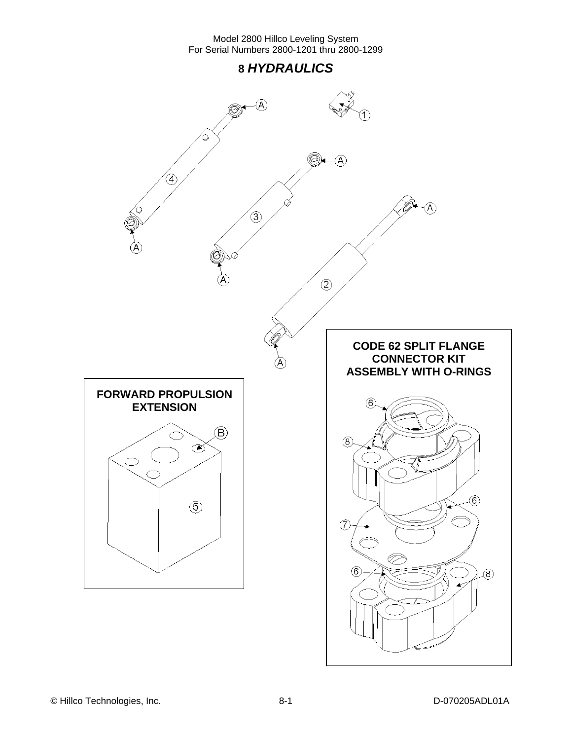# 8 *HYDRAULICS*

A

1

4

A

3

A

A

2

A

A

**CODE 62 SPLIT FLANGE CONNECTOR KIT ASSEMBLY WITH O-RINGS**

**FORWARD PROPULSION EXTENSION**

B

5

6

8

6

7

6

8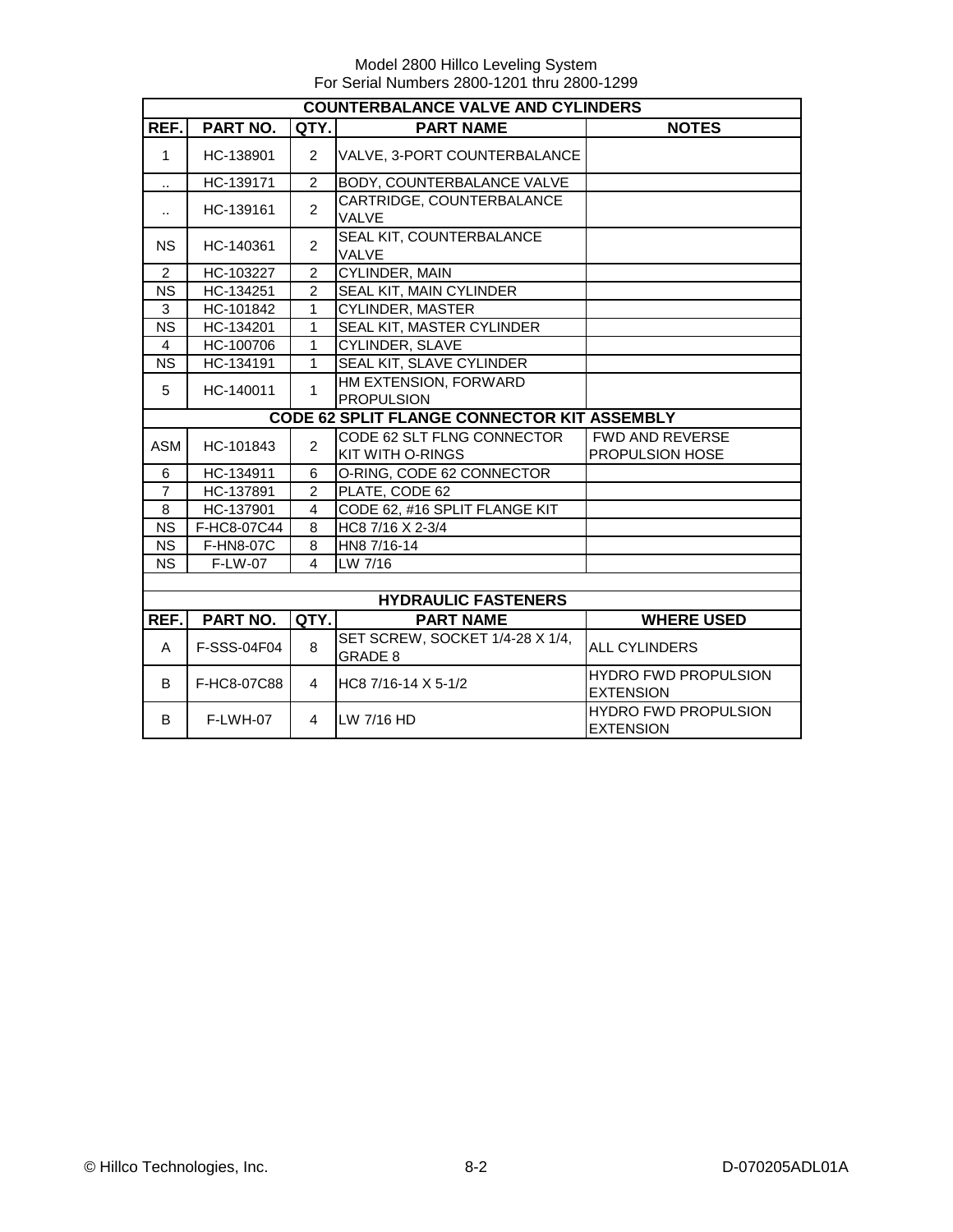Model 2800 Hillco Leveling System
For Serial Numbers 2800-1201 thru 2800-1299

| COUNTERBALANCE VALVE AND CYLINDERS | | | | |
|---|---|---|---|---|
| **REF.** | **PART NO.** | **QTY.** | **PART NAME** | **NOTES** |
| 1 | HC-138901 | 2 | VALVE, 3-PORT COUNTERBALANCE | |
| .. | HC-139171 | 2 | BODY, COUNTERBALANCE VALVE | |
| .. | HC-139161 | 2 | CARTRIDGE, COUNTERBALANCE VALVE | |
| NS | HC-140361 | 2 | SEAL KIT, COUNTERBALANCE VALVE | |
| 2 | HC-103227 | 2 | CYLINDER, MAIN | |
| NS | HC-134251 | 2 | SEAL KIT, MAIN CYLINDER | |
| 3 | HC-101842 | 1 | CYLINDER, MASTER | |
| NS | HC-134201 | 1 | SEAL KIT, MASTER CYLINDER | |
| 4 | HC-100706 | 1 | CYLINDER, SLAVE | |
| NS | HC-134191 | 1 | SEAL KIT, SLAVE CYLINDER | |
| 5 | HC-140011 | 1 | HM EXTENSION, FORWARD PROPULSION | |
| **CODE 62 SPLIT FLANGE CONNECTOR KIT ASSEMBLY** | | | | |
| ASM | HC-101843 | 2 | CODE 62 SLT FLNG CONNECTOR KIT WITH O-RINGS | FWD AND REVERSE PROPULSION HOSE |
| 6 | HC-134911 | 6 | O-RING, CODE 62 CONNECTOR | |
| 7 | HC-137891 | 2 | PLATE, CODE 62 | |
| 8 | HC-137901 | 4 | CODE 62, #16 SPLIT FLANGE KIT | |
| NS | F-HC8-07C44 | 8 | HC8 7/16 X 2-3/4 | |
| NS | F-HN8-07C | 8 | HN8 7/16-14 | |
| NS | F-LW-07 | 4 | LW 7/16 | |

| HYDRAULIC FASTENERS | | | | |
|---|---|---|---|---|
| **REF.** | **PART NO.** | **QTY.** | **PART NAME** | **WHERE USED** |
| A | F-SSS-04F04 | 8 | SET SCREW, SOCKET 1/4-28 X 1/4, GRADE 8 | ALL CYLINDERS |
| B | F-HC8-07C88 | 4 | HC8 7/16-14 X 5-1/2 | HYDRO FWD PROPULSION EXTENSION |
| B | F-LWH-07 | 4 | LW 7/16 HD | HYDRO FWD PROPULSION EXTENSION |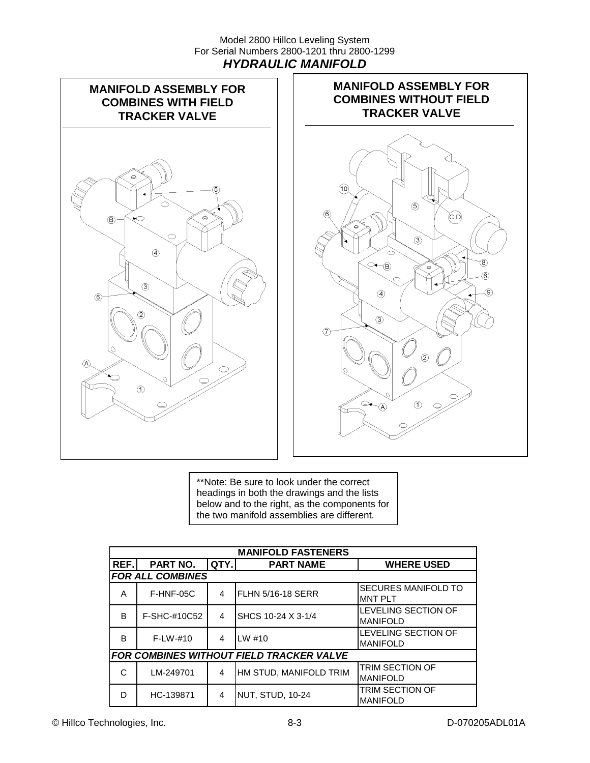## HYDRAULIC MANIFOLD

### MANIFOLD ASSEMBLY FOR COMBINES WITH FIELD TRACKER VALVE

### MANIFOLD ASSEMBLY FOR COMBINES WITHOUT FIELD TRACKER VALVE

**Note: Be sure to look under the correct headings in both the drawings and the lists below and to the right, as the components for the two manifold assemblies are different.

| MANIFOLD FASTENERS | | | | |
|---|---|---|---|---|
| **REF.** | **PART NO.** | **QTY.** | **PART NAME** | **WHERE USED** |
| ***FOR ALL COMBINES*** | | | | |
| A | F-HNF-05C | 4 | FLHN 5/16-18 SERR | SECURES MANIFOLD TO MNT PLT |
| B | F-SHC-#10C52 | 4 | SHCS 10-24 X 3-1/4 | LEVELING SECTION OF MANIFOLD |
| B | F-LW-#10 | 4 | LW #10 | LEVELING SECTION OF MANIFOLD |
| ***FOR COMBINES WITHOUT FIELD TRACKER VALVE*** | | | | |
| C | LM-249701 | 4 | HM STUD, MANIFOLD TRIM | TRIM SECTION OF MANIFOLD |
| D | HC-139871 | 4 | NUT, STUD, 10-24 | TRIM SECTION OF MANIFOLD |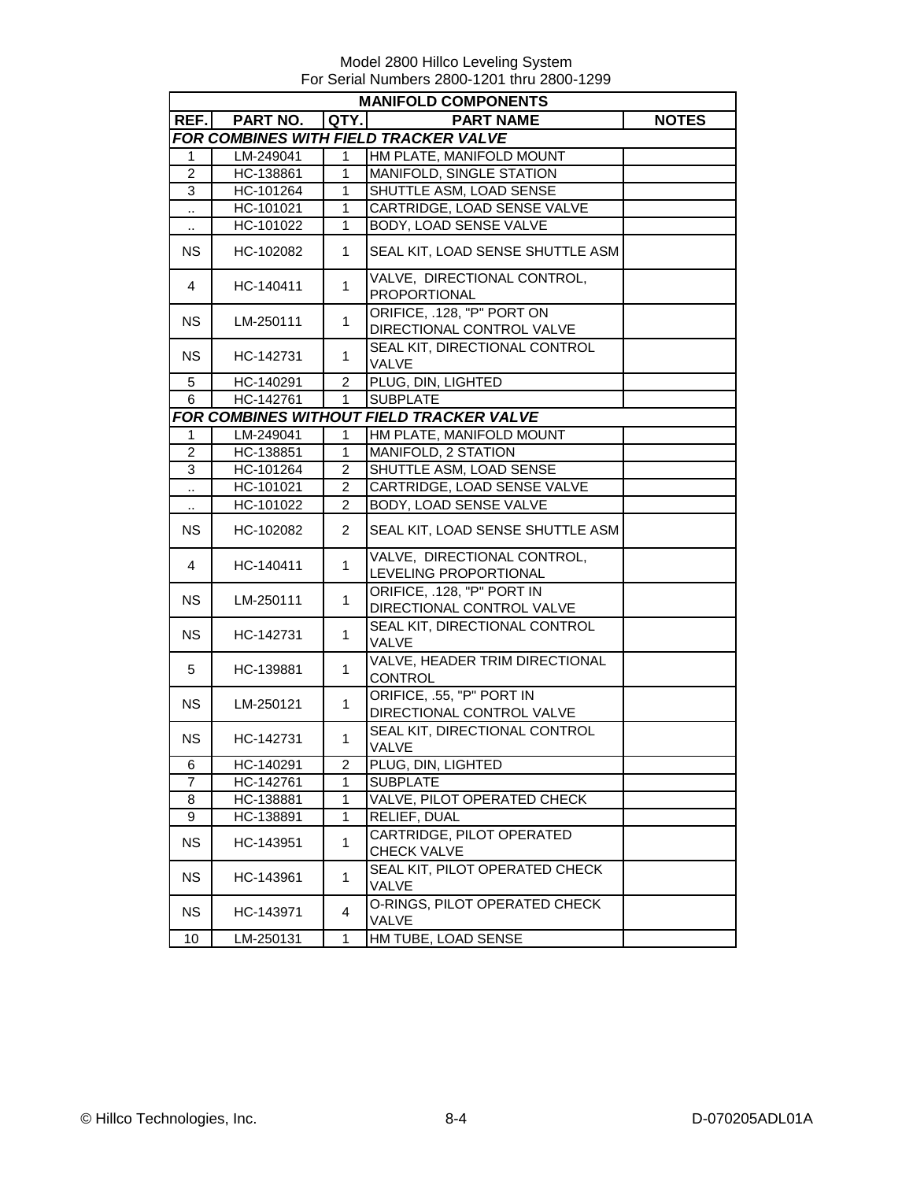Model 2800 Hillco Leveling System
For Serial Numbers 2800-1201 thru 2800-1299

| MANIFOLD COMPONENTS | | | | |
|---|---|---|---|---|
| **REF.** | **PART NO.** | **QTY.** | **PART NAME** | **NOTES** |
| ***FOR COMBINES WITH FIELD TRACKER VALVE*** | | | | |
| 1 | LM-249041 | 1 | HM PLATE, MANIFOLD MOUNT | |
| 2 | HC-138861 | 1 | MANIFOLD, SINGLE STATION | |
| 3 | HC-101264 | 1 | SHUTTLE ASM, LOAD SENSE | |
| .. | HC-101021 | 1 | CARTRIDGE, LOAD SENSE VALVE | |
| .. | HC-101022 | 1 | BODY, LOAD SENSE VALVE | |
| NS | HC-102082 | 1 | SEAL KIT, LOAD SENSE SHUTTLE ASM | |
| 4 | HC-140411 | 1 | VALVE, DIRECTIONAL CONTROL, PROPORTIONAL | |
| NS | LM-250111 | 1 | ORIFICE, .128, "P" PORT ON DIRECTIONAL CONTROL VALVE | |
| NS | HC-142731 | 1 | SEAL KIT, DIRECTIONAL CONTROL VALVE | |
| 5 | HC-140291 | 2 | PLUG, DIN, LIGHTED | |
| 6 | HC-142761 | 1 | SUBPLATE | |
| ***FOR COMBINES WITHOUT FIELD TRACKER VALVE*** | | | | |
| 1 | LM-249041 | 1 | HM PLATE, MANIFOLD MOUNT | |
| 2 | HC-138851 | 1 | MANIFOLD, 2 STATION | |
| 3 | HC-101264 | 2 | SHUTTLE ASM, LOAD SENSE | |
| .. | HC-101021 | 2 | CARTRIDGE, LOAD SENSE VALVE | |
| .. | HC-101022 | 2 | BODY, LOAD SENSE VALVE | |
| NS | HC-102082 | 2 | SEAL KIT, LOAD SENSE SHUTTLE ASM | |
| 4 | HC-140411 | 1 | VALVE, DIRECTIONAL CONTROL, LEVELING PROPORTIONAL | |
| NS | LM-250111 | 1 | ORIFICE, .128, "P" PORT IN DIRECTIONAL CONTROL VALVE | |
| NS | HC-142731 | 1 | SEAL KIT, DIRECTIONAL CONTROL VALVE | |
| 5 | HC-139881 | 1 | VALVE, HEADER TRIM DIRECTIONAL CONTROL | |
| NS | LM-250121 | 1 | ORIFICE, .55, "P" PORT IN DIRECTIONAL CONTROL VALVE | |
| NS | HC-142731 | 1 | SEAL KIT, DIRECTIONAL CONTROL VALVE | |
| 6 | HC-140291 | 2 | PLUG, DIN, LIGHTED | |
| 7 | HC-142761 | 1 | SUBPLATE | |
| 8 | HC-138881 | 1 | VALVE, PILOT OPERATED CHECK | |
| 9 | HC-138891 | 1 | RELIEF, DUAL | |
| NS | HC-143951 | 1 | CARTRIDGE, PILOT OPERATED CHECK VALVE | |
| NS | HC-143961 | 1 | SEAL KIT, PILOT OPERATED CHECK VALVE | |
| NS | HC-143971 | 4 | O-RINGS, PILOT OPERATED CHECK VALVE | |
| 10 | LM-250131 | 1 | HM TUBE, LOAD SENSE | |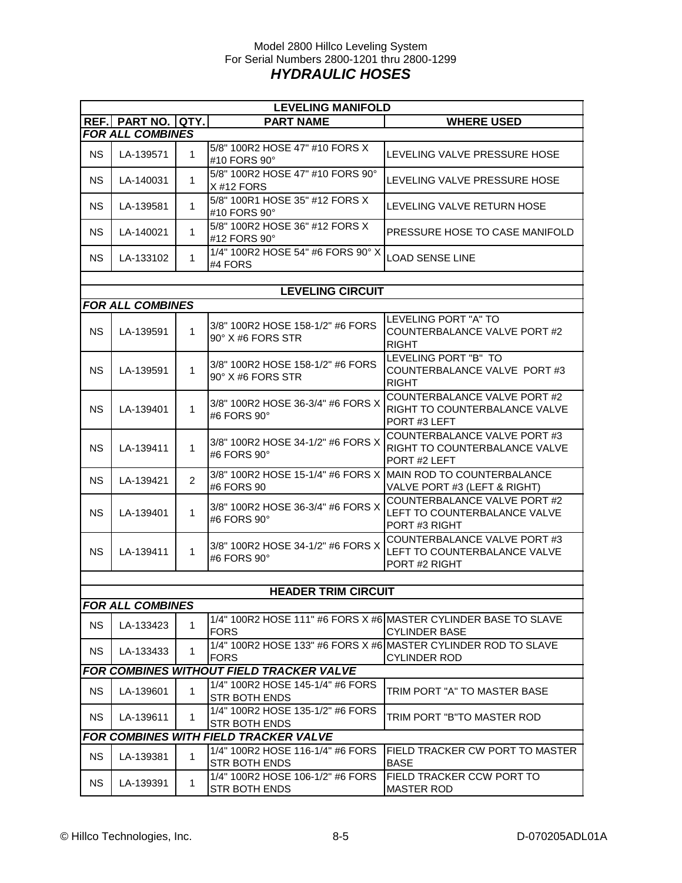Model 2800 Hillco Leveling System
For Serial Numbers 2800-1201 thru 2800-1299

# *HYDRAULIC HOSES*

| REF. | PART NO. | QTY. | PART NAME | WHERE USED |
|---|---|---|---|---|
| | | | **LEVELING MANIFOLD** | |
| ***FOR ALL COMBINES*** | | | | |
| NS | LA-139571 | 1 | 5/8" 100R2 HOSE 47" #10 FORS X #10 FORS 90° | LEVELING VALVE PRESSURE HOSE |
| NS | LA-140031 | 1 | 5/8" 100R2 HOSE 47" #10 FORS 90° X #12 FORS | LEVELING VALVE PRESSURE HOSE |
| NS | LA-139581 | 1 | 5/8" 100R1 HOSE 35" #12 FORS X #10 FORS 90° | LEVELING VALVE RETURN HOSE |
| NS | LA-140021 | 1 | 5/8" 100R2 HOSE 36" #12 FORS X #12 FORS 90° | PRESSURE HOSE TO CASE MANIFOLD |
| NS | LA-133102 | 1 | 1/4" 100R2 HOSE 54" #6 FORS 90° X #4 FORS | LOAD SENSE LINE |
| | | | **LEVELING CIRCUIT** | |
| ***FOR ALL COMBINES*** | | | | |
| NS | LA-139591 | 1 | 3/8" 100R2 HOSE 158-1/2" #6 FORS 90° X #6 FORS STR | LEVELING PORT "A" TO COUNTERBALANCE VALVE PORT #2 RIGHT |
| NS | LA-139591 | 1 | 3/8" 100R2 HOSE 158-1/2" #6 FORS 90° X #6 FORS STR | LEVELING PORT "B" TO COUNTERBALANCE VALVE PORT #3 RIGHT |
| NS | LA-139401 | 1 | 3/8" 100R2 HOSE 36-3/4" #6 FORS X #6 FORS 90° | COUNTERBALANCE VALVE PORT #2 RIGHT TO COUNTERBALANCE VALVE PORT #3 LEFT |
| NS | LA-139411 | 1 | 3/8" 100R2 HOSE 34-1/2" #6 FORS X #6 FORS 90° | COUNTERBALANCE VALVE PORT #3 RIGHT TO COUNTERBALANCE VALVE PORT #2 LEFT |
| NS | LA-139421 | 2 | 3/8" 100R2 HOSE 15-1/4" #6 FORS X #6 FORS 90 | MAIN ROD TO COUNTERBALANCE VALVE PORT #3 (LEFT & RIGHT) |
| NS | LA-139401 | 1 | 3/8" 100R2 HOSE 36-3/4" #6 FORS X #6 FORS 90° | COUNTERBALANCE VALVE PORT #2 LEFT TO COUNTERBALANCE VALVE PORT #3 RIGHT |
| NS | LA-139411 | 1 | 3/8" 100R2 HOSE 34-1/2" #6 FORS X #6 FORS 90° | COUNTERBALANCE VALVE PORT #3 LEFT TO COUNTERBALANCE VALVE PORT #2 RIGHT |
| | | | **HEADER TRIM CIRCUIT** | |
| ***FOR ALL COMBINES*** | | | | |
| NS | LA-133423 | 1 | 1/4" 100R2 HOSE 111" #6 FORS X #6 FORS | MASTER CYLINDER BASE TO SLAVE CYLINDER BASE |
| NS | LA-133433 | 1 | 1/4" 100R2 HOSE 133" #6 FORS X #6 FORS | MASTER CYLINDER ROD TO SLAVE CYLINDER ROD |
| ***FOR COMBINES WITHOUT FIELD TRACKER VALVE*** | | | | |
| NS | LA-139601 | 1 | 1/4" 100R2 HOSE 145-1/4" #6 FORS STR BOTH ENDS | TRIM PORT "A" TO MASTER BASE |
| NS | LA-139611 | 1 | 1/4" 100R2 HOSE 135-1/2" #6 FORS STR BOTH ENDS | TRIM PORT "B"TO MASTER ROD |
| ***FOR COMBINES WITH FIELD TRACKER VALVE*** | | | | |
| NS | LA-139381 | 1 | 1/4" 100R2 HOSE 116-1/4" #6 FORS STR BOTH ENDS | FIELD TRACKER CW PORT TO MASTER BASE |
| NS | LA-139391 | 1 | 1/4" 100R2 HOSE 106-1/2" #6 FORS STR BOTH ENDS | FIELD TRACKER CCW PORT TO MASTER ROD |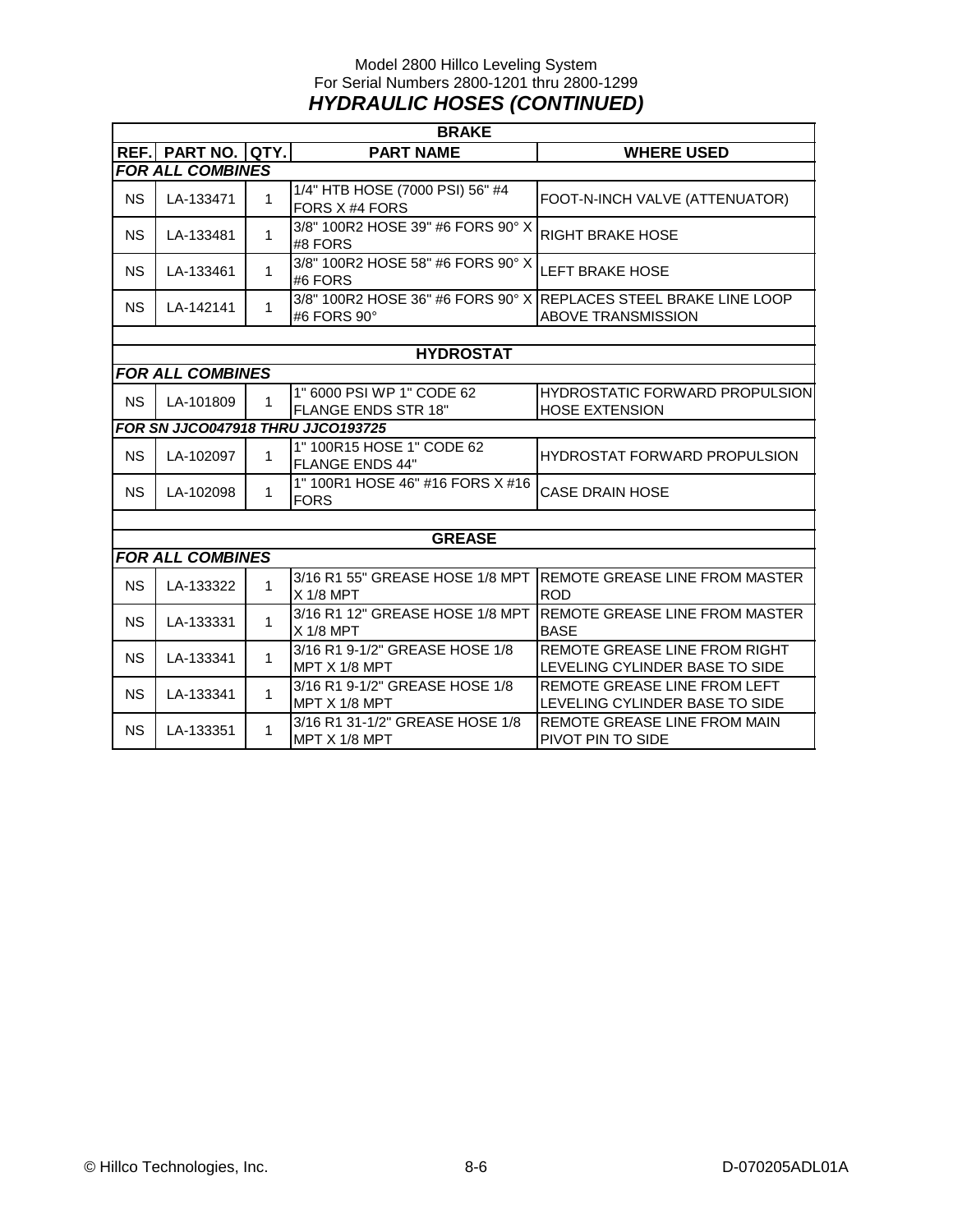Model 2800 Hillco Leveling System
For Serial Numbers 2800-1201 thru 2800-1299

# *HYDRAULIC HOSES (CONTINUED)*

| BRAKE | | | | |
|---|---|---|---|---|
| **REF.** | **PART NO.** | **QTY.** | **PART NAME** | **WHERE USED** |
| ***FOR ALL COMBINES*** | | | | |
| NS | LA-133471 | 1 | 1/4" HTB HOSE (7000 PSI) 56" #4 FORS X #4 FORS | FOOT-N-INCH VALVE (ATTENUATOR) |
| NS | LA-133481 | 1 | 3/8" 100R2 HOSE 39" #6 FORS 90° X #8 FORS | RIGHT BRAKE HOSE |
| NS | LA-133461 | 1 | 3/8" 100R2 HOSE 58" #6 FORS 90° X #6 FORS | LEFT BRAKE HOSE |
| NS | LA-142141 | 1 | 3/8" 100R2 HOSE 36" #6 FORS 90° X #6 FORS 90° | REPLACES STEEL BRAKE LINE LOOP ABOVE TRANSMISSION |
| | | | | |
| **HYDROSTAT** | | | | |
| ***FOR ALL COMBINES*** | | | | |
| NS | LA-101809 | 1 | 1" 6000 PSI WP 1" CODE 62 FLANGE ENDS STR 18" | HYDROSTATIC FORWARD PROPULSION HOSE EXTENSION |
| ***FOR SN JJCO047918 THRU JJCO193725*** | | | | |
| NS | LA-102097 | 1 | 1" 100R15 HOSE 1" CODE 62 FLANGE ENDS 44" | HYDROSTAT FORWARD PROPULSION |
| NS | LA-102098 | 1 | 1" 100R1 HOSE 46" #16 FORS X #16 FORS | CASE DRAIN HOSE |
| | | | | |
| **GREASE** | | | | |
| ***FOR ALL COMBINES*** | | | | |
| NS | LA-133322 | 1 | 3/16 R1 55" GREASE HOSE 1/8 MPT X 1/8 MPT | REMOTE GREASE LINE FROM MASTER ROD |
| NS | LA-133331 | 1 | 3/16 R1 12" GREASE HOSE 1/8 MPT X 1/8 MPT | REMOTE GREASE LINE FROM MASTER BASE |
| NS | LA-133341 | 1 | 3/16 R1 9-1/2" GREASE HOSE 1/8 MPT X 1/8 MPT | REMOTE GREASE LINE FROM RIGHT LEVELING CYLINDER BASE TO SIDE |
| NS | LA-133341 | 1 | 3/16 R1 9-1/2" GREASE HOSE 1/8 MPT X 1/8 MPT | REMOTE GREASE LINE FROM LEFT LEVELING CYLINDER BASE TO SIDE |
| NS | LA-133351 | 1 | 3/16 R1 31-1/2" GREASE HOSE 1/8 MPT X 1/8 MPT | REMOTE GREASE LINE FROM MAIN PIVOT PIN TO SIDE |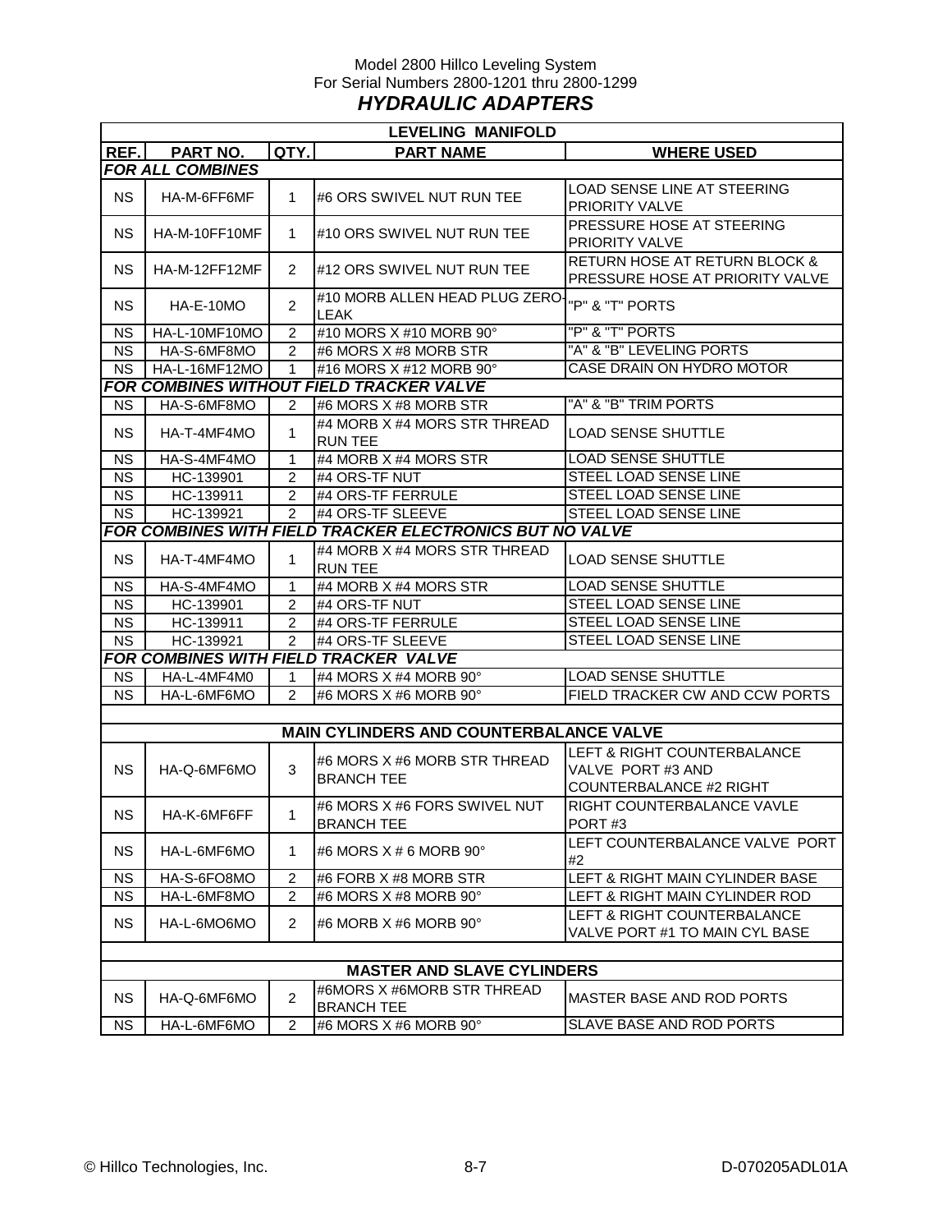Model 2800 Hillco Leveling System
For Serial Numbers 2800-1201 thru 2800-1299

# *HYDRAULIC ADAPTERS*

| LEVELING MANIFOLD | | | | |
|---|---|---|---|---|
| **REF.** | **PART NO.** | **QTY.** | **PART NAME** | **WHERE USED** |
| ***FOR ALL COMBINES*** | | | | |
| NS | HA-M-6FF6MF | 1 | #6 ORS SWIVEL NUT RUN TEE | LOAD SENSE LINE AT STEERING PRIORITY VALVE |
| NS | HA-M-10FF10MF | 1 | #10 ORS SWIVEL NUT RUN TEE | PRESSURE HOSE AT STEERING PRIORITY VALVE |
| NS | HA-M-12FF12MF | 2 | #12 ORS SWIVEL NUT RUN TEE | RETURN HOSE AT RETURN BLOCK & PRESSURE HOSE AT PRIORITY VALVE |
| NS | HA-E-10MO | 2 | #10 MORB ALLEN HEAD PLUG ZERO-LEAK | "P" & "T" PORTS |
| NS | HA-L-10MF10MO | 2 | #10 MORS X #10 MORB 90° | "P" & "T" PORTS |
| NS | HA-S-6MF8MO | 2 | #6 MORS X #8 MORB STR | "A" & "B" LEVELING PORTS |
| NS | HA-L-16MF12MO | 1 | #16 MORS X #12 MORB 90° | CASE DRAIN ON HYDRO MOTOR |
| ***FOR COMBINES WITHOUT FIELD TRACKER VALVE*** | | | | |
| NS | HA-S-6MF8MO | 2 | #6 MORS X #8 MORB STR | "A" & "B" TRIM PORTS |
| NS | HA-T-4MF4MO | 1 | #4 MORB X #4 MORS STR THREAD RUN TEE | LOAD SENSE SHUTTLE |
| NS | HA-S-4MF4MO | 1 | #4 MORB X #4 MORS STR | LOAD SENSE SHUTTLE |
| NS | HC-139901 | 2 | #4 ORS-TF NUT | STEEL LOAD SENSE LINE |
| NS | HC-139911 | 2 | #4 ORS-TF FERRULE | STEEL LOAD SENSE LINE |
| NS | HC-139921 | 2 | #4 ORS-TF SLEEVE | STEEL LOAD SENSE LINE |
| ***FOR COMBINES WITH FIELD TRACKER ELECTRONICS BUT NO VALVE*** | | | | |
| NS | HA-T-4MF4MO | 1 | #4 MORB X #4 MORS STR THREAD RUN TEE | LOAD SENSE SHUTTLE |
| NS | HA-S-4MF4MO | 1 | #4 MORB X #4 MORS STR | LOAD SENSE SHUTTLE |
| NS | HC-139901 | 2 | #4 ORS-TF NUT | STEEL LOAD SENSE LINE |
| NS | HC-139911 | 2 | #4 ORS-TF FERRULE | STEEL LOAD SENSE LINE |
| NS | HC-139921 | 2 | #4 ORS-TF SLEEVE | STEEL LOAD SENSE LINE |
| ***FOR COMBINES WITH FIELD TRACKER VALVE*** | | | | |
| NS | HA-L-4MF4M0 | 1 | #4 MORS X #4 MORB 90° | LOAD SENSE SHUTTLE |
| NS | HA-L-6MF6MO | 2 | #6 MORS X #6 MORB 90° | FIELD TRACKER CW AND CCW PORTS |
| | | | | |
| **MAIN CYLINDERS AND COUNTERBALANCE VALVE** | | | | |
| NS | HA-Q-6MF6MO | 3 | #6 MORS X #6 MORB STR THREAD BRANCH TEE | LEFT & RIGHT COUNTERBALANCE VALVE PORT #3 AND COUNTERBALANCE #2 RIGHT |
| NS | HA-K-6MF6FF | 1 | #6 MORS X #6 FORS SWIVEL NUT BRANCH TEE | RIGHT COUNTERBALANCE VAVLE PORT #3 |
| NS | HA-L-6MF6MO | 1 | #6 MORS X # 6 MORB 90° | LEFT COUNTERBALANCE VALVE PORT #2 |
| NS | HA-S-6FO8MO | 2 | #6 FORB X #8 MORB STR | LEFT & RIGHT MAIN CYLINDER BASE |
| NS | HA-L-6MF8MO | 2 | #6 MORS X #8 MORB 90° | LEFT & RIGHT MAIN CYLINDER ROD |
| NS | HA-L-6MO6MO | 2 | #6 MORB X #6 MORB 90° | LEFT & RIGHT COUNTERBALANCE VALVE PORT #1 TO MAIN CYL BASE |
| | | | | |
| **MASTER AND SLAVE CYLINDERS** | | | | |
| NS | HA-Q-6MF6MO | 2 | #6MORS X #6MORB STR THREAD BRANCH TEE | MASTER BASE AND ROD PORTS |
| NS | HA-L-6MF6MO | 2 | #6 MORS X #6 MORB 90° | SLAVE BASE AND ROD PORTS |

© Hillco Technologies, Inc. D-070205ADL01A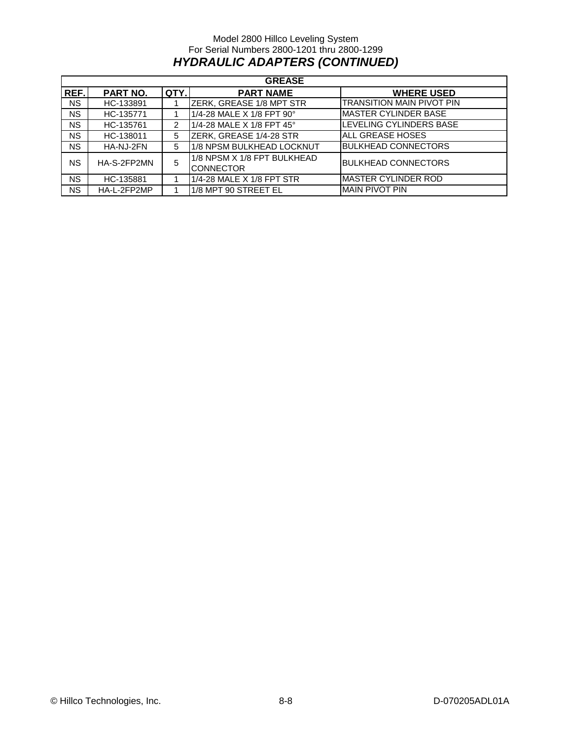Model 2800 Hillco Leveling System
For Serial Numbers 2800-1201 thru 2800-1299

## *HYDRAULIC ADAPTERS (CONTINUED)*

| GREASE | | | | |
|---|---|---|---|---|
| **REF.** | **PART NO.** | **QTY.** | **PART NAME** | **WHERE USED** |
| NS | HC-133891 | 1 | ZERK, GREASE 1/8 MPT STR | TRANSITION MAIN PIVOT PIN |
| NS | HC-135771 | 1 | 1/4-28 MALE X 1/8 FPT 90° | MASTER CYLINDER BASE |
| NS | HC-135761 | 2 | 1/4-28 MALE X 1/8 FPT 45° | LEVELING CYLINDERS BASE |
| NS | HC-138011 | 5 | ZERK, GREASE 1/4-28 STR | ALL GREASE HOSES |
| NS | HA-NJ-2FN | 5 | 1/8 NPSM BULKHEAD LOCKNUT | BULKHEAD CONNECTORS |
| NS | HA-S-2FP2MN | 5 | 1/8 NPSM X 1/8 FPT BULKHEAD CONNECTOR | BULKHEAD CONNECTORS |
| NS | HC-135881 | 1 | 1/4-28 MALE X 1/8 FPT STR | MASTER CYLINDER ROD |
| NS | HA-L-2FP2MP | 1 | 1/8 MPT 90 STREET EL | MAIN PIVOT PIN |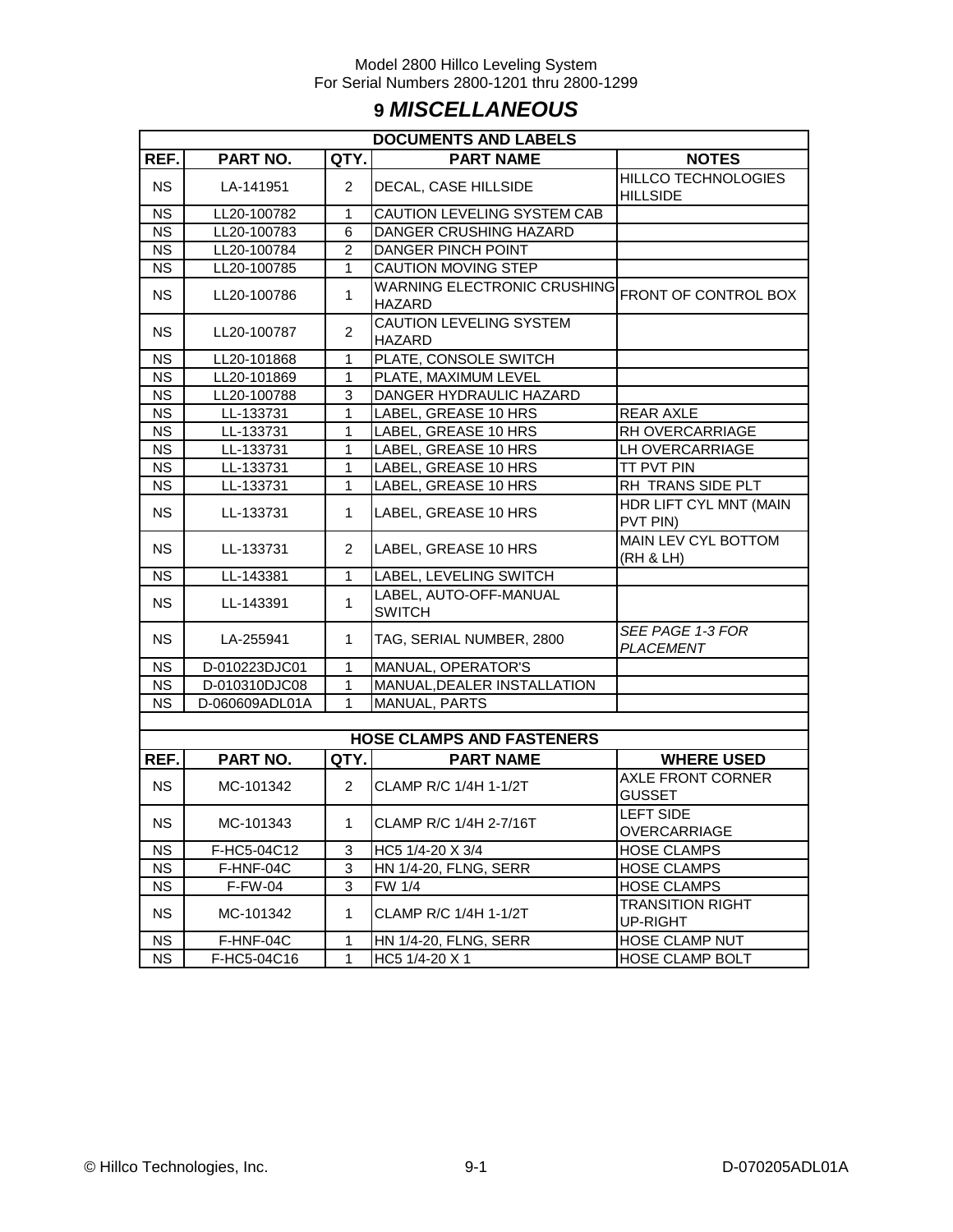# 9 *MISCELLANEOUS*

| DOCUMENTS AND LABELS | | | | |
|---|---|---|---|---|
| **REF.** | **PART NO.** | **QTY.** | **PART NAME** | **NOTES** |
| NS | LA-141951 | 2 | DECAL, CASE HILLSIDE | HILLCO TECHNOLOGIES HILLSIDE |
| NS | LL20-100782 | 1 | CAUTION LEVELING SYSTEM CAB | |
| NS | LL20-100783 | 6 | DANGER CRUSHING HAZARD | |
| NS | LL20-100784 | 2 | DANGER PINCH POINT | |
| NS | LL20-100785 | 1 | CAUTION MOVING STEP | |
| NS | LL20-100786 | 1 | WARNING ELECTRONIC CRUSHING HAZARD | FRONT OF CONTROL BOX |
| NS | LL20-100787 | 2 | CAUTION LEVELING SYSTEM HAZARD | |
| NS | LL20-101868 | 1 | PLATE, CONSOLE SWITCH | |
| NS | LL20-101869 | 1 | PLATE, MAXIMUM LEVEL | |
| NS | LL20-100788 | 3 | DANGER HYDRAULIC HAZARD | |
| NS | LL-133731 | 1 | LABEL, GREASE 10 HRS | REAR AXLE |
| NS | LL-133731 | 1 | LABEL, GREASE 10 HRS | RH OVERCARRIAGE |
| NS | LL-133731 | 1 | LABEL, GREASE 10 HRS | LH OVERCARRIAGE |
| NS | LL-133731 | 1 | LABEL, GREASE 10 HRS | TT PVT PIN |
| NS | LL-133731 | 1 | LABEL, GREASE 10 HRS | RH TRANS SIDE PLT |
| NS | LL-133731 | 1 | LABEL, GREASE 10 HRS | HDR LIFT CYL MNT (MAIN PVT PIN) |
| NS | LL-133731 | 2 | LABEL, GREASE 10 HRS | MAIN LEV CYL BOTTOM (RH & LH) |
| NS | LL-143381 | 1 | LABEL, LEVELING SWITCH | |
| NS | LL-143391 | 1 | LABEL, AUTO-OFF-MANUAL SWITCH | |
| NS | LA-255941 | 1 | TAG, SERIAL NUMBER, 2800 | *SEE PAGE 1-3 FOR PLACEMENT* |
| NS | D-010223DJC01 | 1 | MANUAL, OPERATOR'S | |
| NS | D-010310DJC08 | 1 | MANUAL,DEALER INSTALLATION | |
| NS | D-060609ADL01A | 1 | MANUAL, PARTS | |

| HOSE CLAMPS AND FASTENERS | | | | |
|---|---|---|---|---|
| **REF.** | **PART NO.** | **QTY.** | **PART NAME** | **WHERE USED** |
| NS | MC-101342 | 2 | CLAMP R/C 1/4H 1-1/2T | AXLE FRONT CORNER GUSSET |
| NS | MC-101343 | 1 | CLAMP R/C 1/4H 2-7/16T | LEFT SIDE OVERCARRIAGE |
| NS | F-HC5-04C12 | 3 | HC5 1/4-20 X 3/4 | HOSE CLAMPS |
| NS | F-HNF-04C | 3 | HN 1/4-20, FLNG, SERR | HOSE CLAMPS |
| NS | F-FW-04 | 3 | FW 1/4 | HOSE CLAMPS |
| NS | MC-101342 | 1 | CLAMP R/C 1/4H 1-1/2T | TRANSITION RIGHT UP-RIGHT |
| NS | F-HNF-04C | 1 | HN 1/4-20, FLNG, SERR | HOSE CLAMP NUT |
| NS | F-HC5-04C16 | 1 | HC5 1/4-20 X 1 | HOSE CLAMP BOLT |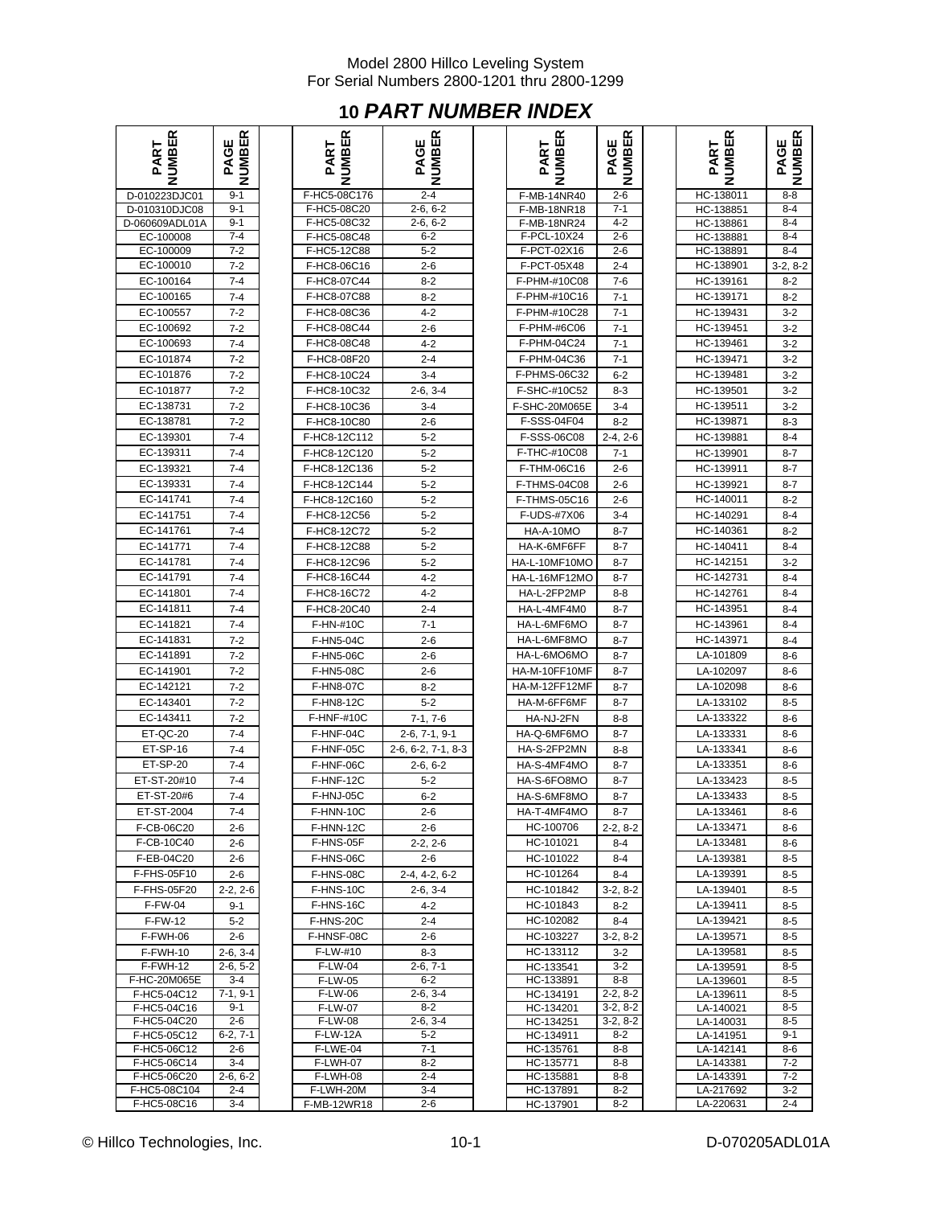# 10 PART NUMBER INDEX

| PART NUMBER | PAGE NUMBER | PART NUMBER | PAGE NUMBER | PART NUMBER | PAGE NUMBER | PART NUMBER | PAGE NUMBER |
|---|---|---|---|---|---|---|---|
| D-010223DJC01 | 9-1 | F-HC5-08C176 | 2-4 | F-MB-14NR40 | 2-6 | HC-138011 | 8-8 |
| D-010310DJC08 | 9-1 | F-HC5-08C20 | 2-6, 6-2 | F-MB-18NR18 | 7-1 | HC-138851 | 8-4 |
| D-060609ADL01A | 9-1 | F-HC5-08C32 | 2-6, 6-2 | F-MB-18NR24 | 4-2 | HC-138861 | 8-4 |
| EC-100008 | 7-4 | F-HC5-08C48 | 6-2 | F-PCL-10X24 | 2-6 | HC-138881 | 8-4 |
| EC-100009 | 7-2 | F-HC5-12C88 | 5-2 | F-PCT-02X16 | 2-6 | HC-138891 | 8-4 |
| EC-100010 | 7-2 | F-HC8-06C16 | 2-6 | F-PCT-05X48 | 2-4 | HC-138901 | 3-2, 8-2 |
| EC-100164 | 7-4 | F-HC8-07C44 | 8-2 | F-PHM-#10C08 | 7-6 | HC-139161 | 8-2 |
| EC-100165 | 7-4 | F-HC8-07C88 | 8-2 | F-PHM-#10C16 | 7-1 | HC-139171 | 8-2 |
| EC-100557 | 7-2 | F-HC8-08C36 | 4-2 | F-PHM-#10C28 | 7-1 | HC-139431 | 3-2 |
| EC-100692 | 7-2 | F-HC8-08C44 | 2-6 | F-PHM-#6C06 | 7-1 | HC-139451 | 3-2 |
| EC-100693 | 7-4 | F-HC8-08C48 | 4-2 | F-PHM-04C24 | 7-1 | HC-139461 | 3-2 |
| EC-101874 | 7-2 | F-HC8-08F20 | 2-4 | F-PHM-04C36 | 7-1 | HC-139471 | 3-2 |
| EC-101876 | 7-2 | F-HC8-10C24 | 3-4 | F-PHMS-06C32 | 6-2 | HC-139481 | 3-2 |
| EC-101877 | 7-2 | F-HC8-10C32 | 2-6, 3-4 | F-SHC-#10C52 | 8-3 | HC-139501 | 3-2 |
| EC-138731 | 7-2 | F-HC8-10C36 | 3-4 | F-SHC-20M065E | 3-4 | HC-139511 | 3-2 |
| EC-138781 | 7-2 | F-HC8-10C80 | 2-6 | F-SSS-04F04 | 8-2 | HC-139871 | 8-3 |
| EC-139301 | 7-4 | F-HC8-12C112 | 5-2 | F-SSS-06C08 | 2-4, 2-6 | HC-139881 | 8-4 |
| EC-139311 | 7-4 | F-HC8-12C120 | 5-2 | F-THC-#10C08 | 7-1 | HC-139901 | 8-7 |
| EC-139321 | 7-4 | F-HC8-12C136 | 5-2 | F-THM-06C16 | 2-6 | HC-139911 | 8-7 |
| EC-139331 | 7-4 | F-HC8-12C144 | 5-2 | F-THMS-04C08 | 2-6 | HC-139921 | 8-7 |
| EC-141741 | 7-4 | F-HC8-12C160 | 5-2 | F-THMS-05C16 | 2-6 | HC-140011 | 8-2 |
| EC-141751 | 7-4 | F-HC8-12C56 | 5-2 | F-UDS-#7X06 | 3-4 | HC-140291 | 8-4 |
| EC-141761 | 7-4 | F-HC8-12C72 | 5-2 | HA-A-10MO | 8-7 | HC-140361 | 8-2 |
| EC-141771 | 7-4 | F-HC8-12C88 | 5-2 | HA-K-6MF6FF | 8-7 | HC-140411 | 8-4 |
| EC-141781 | 7-4 | F-HC8-12C96 | 5-2 | HA-L-10MF10MO | 8-7 | HC-142151 | 3-2 |
| EC-141791 | 7-4 | F-HC8-16C44 | 4-2 | HA-L-16MF12MO | 8-7 | HC-142731 | 8-4 |
| EC-141801 | 7-4 | F-HC8-16C72 | 4-2 | HA-L-2FP2MP | 8-8 | HC-142761 | 8-4 |
| EC-141811 | 7-4 | F-HC8-20C40 | 2-4 | HA-L-4MF4M0 | 8-7 | HC-143951 | 8-4 |
| EC-141821 | 7-4 | F-HN-#10C | 7-1 | HA-L-6MF6MO | 8-7 | HC-143961 | 8-4 |
| EC-141831 | 7-2 | F-HN5-04C | 2-6 | HA-L-6MF8MO | 8-7 | HC-143971 | 8-4 |
| EC-141891 | 7-2 | F-HN5-06C | 2-6 | HA-L-6MO6MO | 8-7 | LA-101809 | 8-6 |
| EC-141901 | 7-2 | F-HN5-08C | 2-6 | HA-M-10FF10MF | 8-7 | LA-102097 | 8-6 |
| EC-142121 | 7-2 | F-HN8-07C | 8-2 | HA-M-12FF12MF | 8-7 | LA-102098 | 8-6 |
| EC-143401 | 7-2 | F-HN8-12C | 5-2 | HA-M-6FF6MF | 8-7 | LA-133102 | 8-5 |
| EC-143411 | 7-2 | F-HNF-#10C | 7-1, 7-6 | HA-NJ-2FN | 8-8 | LA-133322 | 8-6 |
| ET-QC-20 | 7-4 | F-HNF-04C | 2-6, 7-1, 9-1 | HA-Q-6MF6MO | 8-7 | LA-133331 | 8-6 |
| ET-SP-16 | 7-4 | F-HNF-05C | 2-6, 6-2, 7-1, 8-3 | HA-S-2FP2MN | 8-8 | LA-133341 | 8-6 |
| ET-SP-20 | 7-4 | F-HNF-06C | 2-6, 6-2 | HA-S-4MF4MO | 8-7 | LA-133351 | 8-6 |
| ET-ST-20#10 | 7-4 | F-HNF-12C | 5-2 | HA-S-6FO8MO | 8-7 | LA-133423 | 8-5 |
| ET-ST-20#6 | 7-4 | F-HNJ-05C | 6-2 | HA-S-6MF8MO | 8-7 | LA-133433 | 8-5 |
| ET-ST-2004 | 7-4 | F-HNN-10C | 2-6 | HA-T-4MF4MO | 8-7 | LA-133461 | 8-6 |
| F-CB-06C20 | 2-6 | F-HNN-12C | 2-6 | HC-100706 | 2-2, 8-2 | LA-133471 | 8-6 |
| F-CB-10C40 | 2-6 | F-HNS-05F | 2-2, 2-6 | HC-101021 | 8-4 | LA-133481 | 8-6 |
| F-EB-04C20 | 2-6 | F-HNS-06C | 2-6 | HC-101022 | 8-4 | LA-139381 | 8-5 |
| F-FHS-05F10 | 2-6 | F-HNS-08C | 2-4, 4-2, 6-2 | HC-101264 | 8-4 | LA-139391 | 8-5 |
| F-FHS-05F20 | 2-2, 2-6 | F-HNS-10C | 2-6, 3-4 | HC-101842 | 3-2, 8-2 | LA-139401 | 8-5 |
| F-FW-04 | 9-1 | F-HNS-16C | 4-2 | HC-101843 | 8-2 | LA-139411 | 8-5 |
| F-FW-12 | 5-2 | F-HNS-20C | 2-4 | HC-102082 | 8-4 | LA-139421 | 8-5 |
| F-FWH-06 | 2-6 | F-HNSF-08C | 2-6 | HC-103227 | 3-2, 8-2 | LA-139571 | 8-5 |
| F-FWH-10 | 2-6, 3-4 | F-LW-#10 | 8-3 | HC-133112 | 3-2 | LA-139581 | 8-5 |
| F-FWH-12 | 2-6, 5-2 | F-LW-04 | 2-6, 7-1 | HC-133541 | 3-2 | LA-139591 | 8-5 |
| F-HC-20M065E | 3-4 | F-LW-05 | 6-2 | HC-133891 | 8-8 | LA-139601 | 8-5 |
| F-HC5-04C12 | 7-1, 9-1 | F-LW-06 | 2-6, 3-4 | HC-134191 | 2-2, 8-2 | LA-139611 | 8-5 |
| F-HC5-04C16 | 9-1 | F-LW-07 | 8-2 | HC-134201 | 3-2, 8-2 | LA-140021 | 8-5 |
| F-HC5-04C20 | 2-6 | F-LW-08 | 2-6, 3-4 | HC-134251 | 3-2, 8-2 | LA-140031 | 8-5 |
| F-HC5-05C12 | 6-2, 7-1 | F-LW-12A | 5-2 | HC-134911 | 8-2 | LA-141951 | 9-1 |
| F-HC5-06C12 | 2-6 | F-LWE-04 | 7-1 | HC-135761 | 8-8 | LA-142141 | 8-6 |
| F-HC5-06C14 | 3-4 | F-LWH-07 | 8-2 | HC-135771 | 8-8 | LA-143381 | 7-2 |
| F-HC5-06C20 | 2-6, 6-2 | F-LWH-08 | 2-4 | HC-135881 | 8-8 | LA-143391 | 7-2 |
| F-HC5-08C104 | 2-4 | F-LWH-20M | 3-4 | HC-137891 | 8-2 | LA-217692 | 3-2 |
| F-HC5-08C16 | 3-4 | F-MB-12WR18 | 2-6 | HC-137901 | 8-2 | LA-220631 | 2-4 |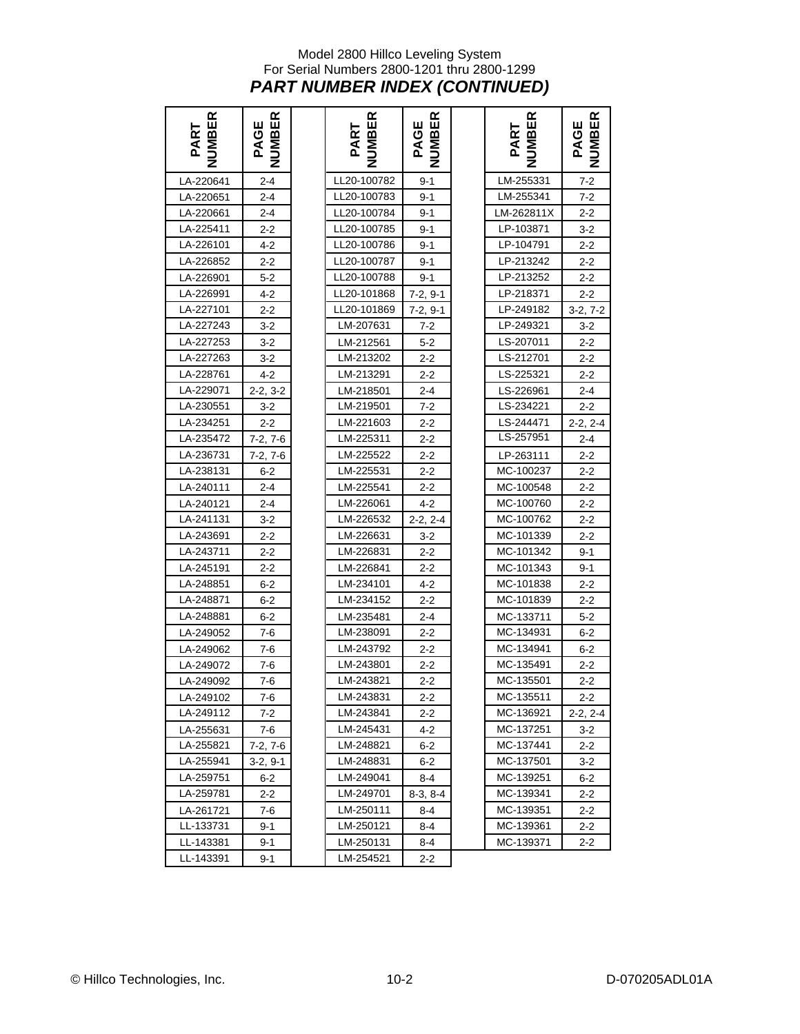Model 2800 Hillco Leveling System
For Serial Numbers 2800-1201 thru 2800-1299

# *PART NUMBER INDEX (CONTINUED)*

| PART NUMBER | PAGE NUMBER | | PART NUMBER | PAGE NUMBER | | PART NUMBER | PAGE NUMBER |
|---|---|---|---|---|---|---|---|
| LA-220641 | 2-4 | | LL20-100782 | 9-1 | | LM-255331 | 7-2 |
| LA-220651 | 2-4 | | LL20-100783 | 9-1 | | LM-255341 | 7-2 |
| LA-220661 | 2-4 | | LL20-100784 | 9-1 | | LM-262811X | 2-2 |
| LA-225411 | 2-2 | | LL20-100785 | 9-1 | | LP-103871 | 3-2 |
| LA-226101 | 4-2 | | LL20-100786 | 9-1 | | LP-104791 | 2-2 |
| LA-226852 | 2-2 | | LL20-100787 | 9-1 | | LP-213242 | 2-2 |
| LA-226901 | 5-2 | | LL20-100788 | 9-1 | | LP-213252 | 2-2 |
| LA-226991 | 4-2 | | LL20-101868 | 7-2, 9-1 | | LP-218371 | 2-2 |
| LA-227101 | 2-2 | | LL20-101869 | 7-2, 9-1 | | LP-249182 | 3-2, 7-2 |
| LA-227243 | 3-2 | | LM-207631 | 7-2 | | LP-249321 | 3-2 |
| LA-227253 | 3-2 | | LM-212561 | 5-2 | | LS-207011 | 2-2 |
| LA-227263 | 3-2 | | LM-213202 | 2-2 | | LS-212701 | 2-2 |
| LA-228761 | 4-2 | | LM-213291 | 2-2 | | LS-225321 | 2-2 |
| LA-229071 | 2-2, 3-2 | | LM-218501 | 2-4 | | LS-226961 | 2-4 |
| LA-230551 | 3-2 | | LM-219501 | 7-2 | | LS-234221 | 2-2 |
| LA-234251 | 2-2 | | LM-221603 | 2-2 | | LS-244471 | 2-2, 2-4 |
| LA-235472 | 7-2, 7-6 | | LM-225311 | 2-2 | | LS-257951 | 2-4 |
| LA-236731 | 7-2, 7-6 | | LM-225522 | 2-2 | | LP-263111 | 2-2 |
| LA-238131 | 6-2 | | LM-225531 | 2-2 | | MC-100237 | 2-2 |
| LA-240111 | 2-4 | | LM-225541 | 2-2 | | MC-100548 | 2-2 |
| LA-240121 | 2-4 | | LM-226061 | 4-2 | | MC-100760 | 2-2 |
| LA-241131 | 3-2 | | LM-226532 | 2-2, 2-4 | | MC-100762 | 2-2 |
| LA-243691 | 2-2 | | LM-226631 | 3-2 | | MC-101339 | 2-2 |
| LA-243711 | 2-2 | | LM-226831 | 2-2 | | MC-101342 | 9-1 |
| LA-245191 | 2-2 | | LM-226841 | 2-2 | | MC-101343 | 9-1 |
| LA-248851 | 6-2 | | LM-234101 | 4-2 | | MC-101838 | 2-2 |
| LA-248871 | 6-2 | | LM-234152 | 2-2 | | MC-101839 | 2-2 |
| LA-248881 | 6-2 | | LM-235481 | 2-4 | | MC-133711 | 5-2 |
| LA-249052 | 7-6 | | LM-238091 | 2-2 | | MC-134931 | 6-2 |
| LA-249062 | 7-6 | | LM-243792 | 2-2 | | MC-134941 | 6-2 |
| LA-249072 | 7-6 | | LM-243801 | 2-2 | | MC-135491 | 2-2 |
| LA-249092 | 7-6 | | LM-243821 | 2-2 | | MC-135501 | 2-2 |
| LA-249102 | 7-6 | | LM-243831 | 2-2 | | MC-135511 | 2-2 |
| LA-249112 | 7-2 | | LM-243841 | 2-2 | | MC-136921 | 2-2, 2-4 |
| LA-255631 | 7-6 | | LM-245431 | 4-2 | | MC-137251 | 3-2 |
| LA-255821 | 7-2, 7-6 | | LM-248821 | 6-2 | | MC-137441 | 2-2 |
| LA-255941 | 3-2, 9-1 | | LM-248831 | 6-2 | | MC-137501 | 3-2 |
| LA-259751 | 6-2 | | LM-249041 | 8-4 | | MC-139251 | 6-2 |
| LA-259781 | 2-2 | | LM-249701 | 8-3, 8-4 | | MC-139341 | 2-2 |
| LA-261721 | 7-6 | | LM-250111 | 8-4 | | MC-139351 | 2-2 |
| LL-133731 | 9-1 | | LM-250121 | 8-4 | | MC-139361 | 2-2 |
| LL-143381 | 9-1 | | LM-250131 | 8-4 | | MC-139371 | 2-2 |
| LL-143391 | 9-1 | | LM-254521 | 2-2 | | | |

© Hillco Technologies, Inc. 10-2 D-070205ADL01A